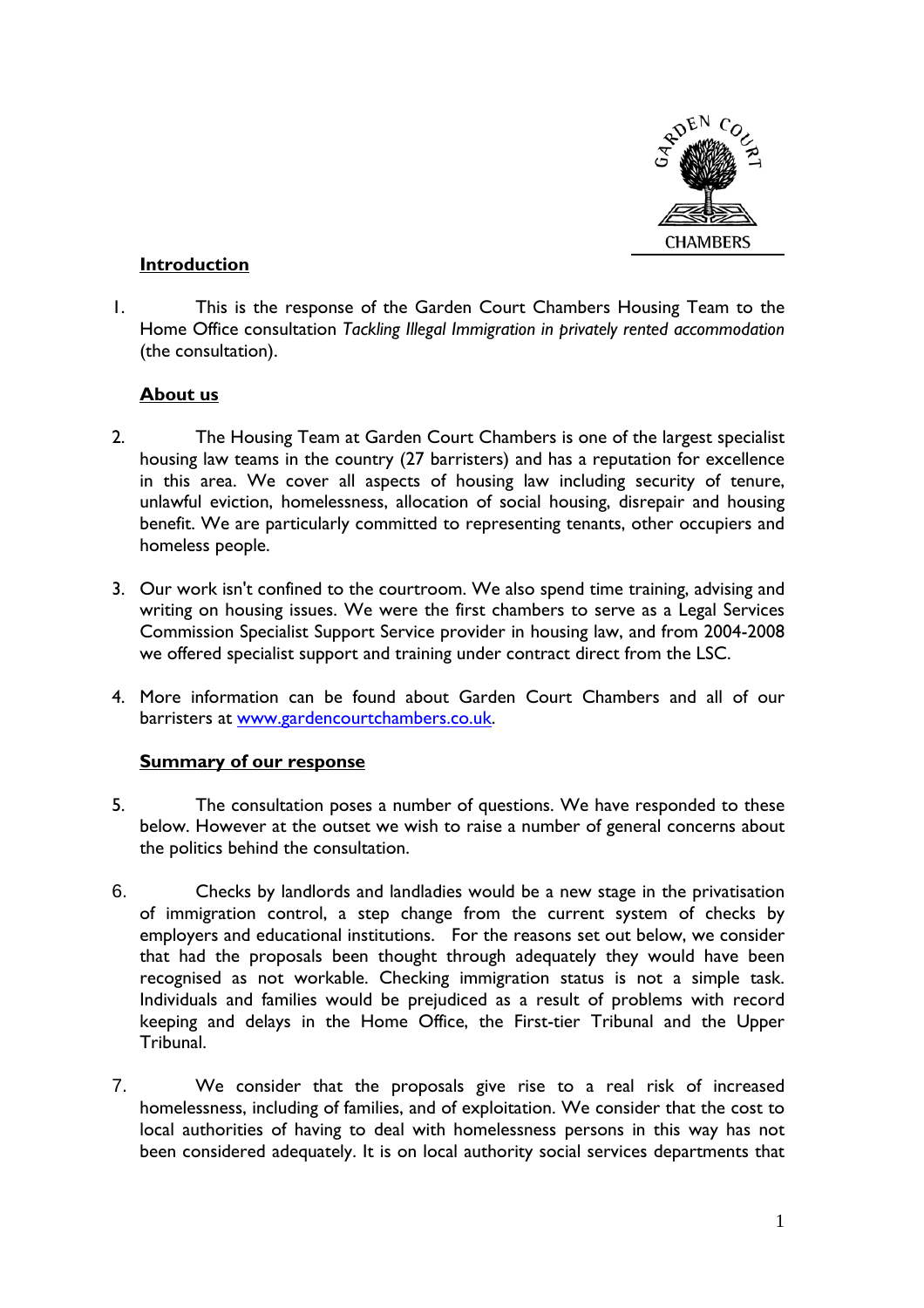## Introduction

1. This is the response of the Garden Court Chambers Housing Team to the Home Office consultation *Tackling Illegal Immigration in privately rented accommodation* (the consultation).

## About us

2. The Housing Team at Garden Court Chambers is one of the largest specialist housing law teams in the country (27 barristers) and has a reputation for excellence in this area. We cover all aspects of housing law including security of tenure, unlawful eviction, homelessness, allocation of social housing, disrepair and housing benefit. We are particularly committed to representing tenants, other occupiers and homeless people.

3. Our work isn't confined to the courtroom. We also spend time training, advising and writing on housing issues. We were the first chambers to serve as a Legal Services Commission Specialist Support Service provider in housing law, and from 2004-2008 we offered specialist support and training under contract direct from the LSC.

4. More information can be found about Garden Court Chambers and all of our barristers at [www.gardencourtchambers.co.uk](http://www.gardencourtchambers.co.uk).

## Summary of our response

5. The consultation poses a number of questions. We have responded to these below. However at the outset we wish to raise a number of general concerns about the politics behind the consultation.

6. Checks by landlords and landladies would be a new stage in the privatisation of immigration control, a step change from the current system of checks by employers and educational institutions. For the reasons set out below, we consider that had the proposals been thought through adequately they would have been recognised as not workable. Checking immigration status is not a simple task. Individuals and families would be prejudiced as a result of problems with record keeping and delays in the Home Office, the First-tier Tribunal and the Upper Tribunal.

7. We consider that the proposals give rise to a real risk of increased homelessness, including of families, and of exploitation. We consider that the cost to local authorities of having to deal with homelessness persons in this way has not been considered adequately. It is on local authority social services departments that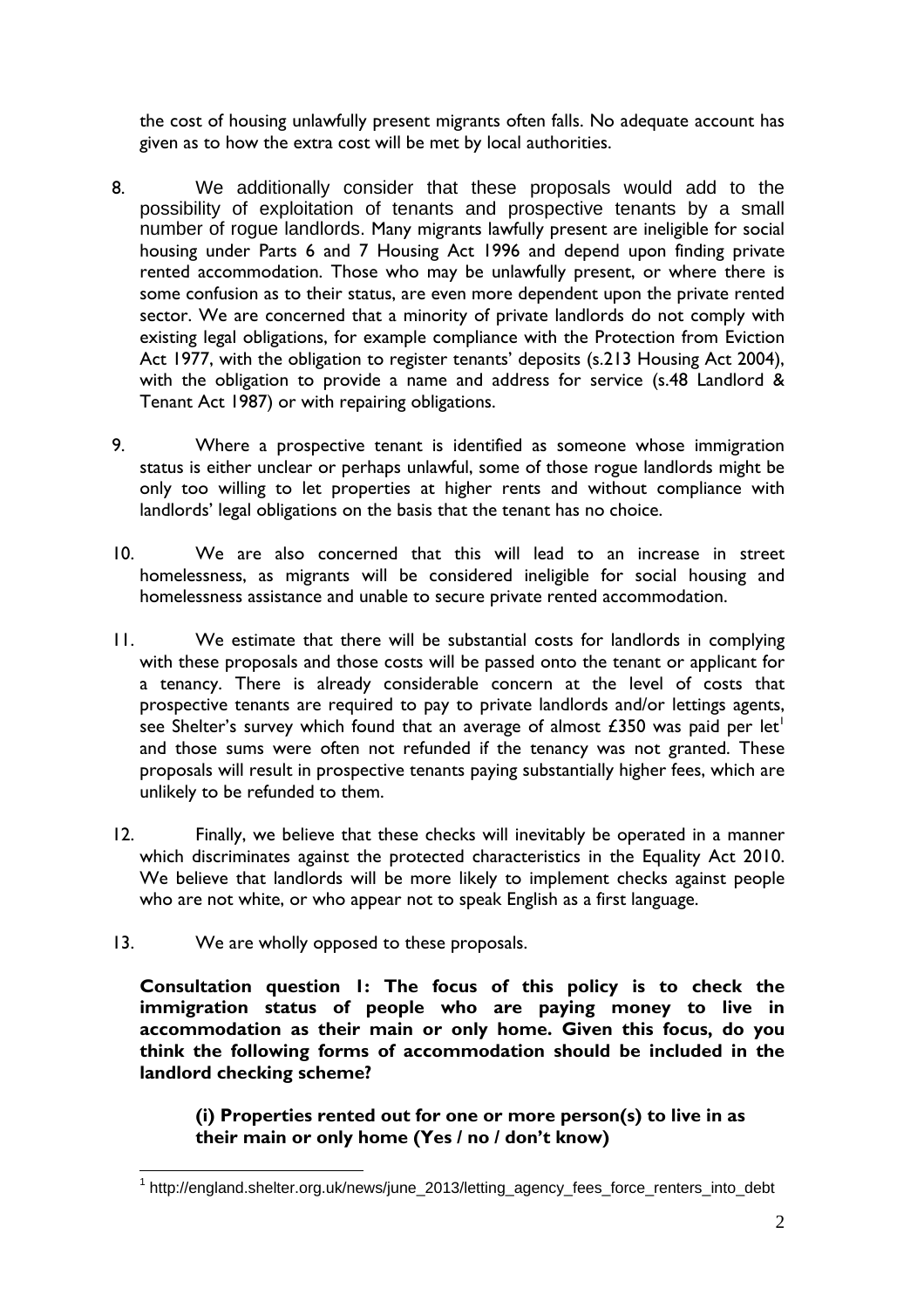the cost of housing unlawfully present migrants often falls. No adequate account has given as to how the extra cost will be met by local authorities.

8. We additionally consider that these proposals would add to the possibility of exploitation of tenants and prospective tenants by a small number of rogue landlords. Many migrants lawfully present are ineligible for social housing under Parts 6 and 7 Housing Act 1996 and depend upon finding private rented accommodation. Those who may be unlawfully present, or where there is some confusion as to their status, are even more dependent upon the private rented sector. We are concerned that a minority of private landlords do not comply with existing legal obligations, for example compliance with the Protection from Eviction Act 1977, with the obligation to register tenants' deposits (s.213 Housing Act 2004), with the obligation to provide a name and address for service (s.48 Landlord & Tenant Act 1987) or with repairing obligations.

9. Where a prospective tenant is identified as someone whose immigration status is either unclear or perhaps unlawful, some of those rogue landlords might be only too willing to let properties at higher rents and without compliance with landlords' legal obligations on the basis that the tenant has no choice.

10. We are also concerned that this will lead to an increase in street homelessness, as migrants will be considered ineligible for social housing and homelessness assistance and unable to secure private rented accommodation.

11. We estimate that there will be substantial costs for landlords in complying with these proposals and those costs will be passed onto the tenant or applicant for a tenancy. There is already considerable concern at the level of costs that prospective tenants are required to pay to private landlords and/or lettings agents, see Shelter's survey which found that an average of almost £350 was paid per let[1] and those sums were often not refunded if the tenancy was not granted. These proposals will result in prospective tenants paying substantially higher fees, which are unlikely to be refunded to them.

12. Finally, we believe that these checks will inevitably be operated in a manner which discriminates against the protected characteristics in the Equality Act 2010. We believe that landlords will be more likely to implement checks against people who are not white, or who appear not to speak English as a first language.

13. We are wholly opposed to these proposals.

**Consultation question 1: The focus of this policy is to check the immigration status of people who are paying money to live in accommodation as their main or only home. Given this focus, do you think the following forms of accommodation should be included in the landlord checking scheme?**

**(i) Properties rented out for one or more person(s) to live in as their main or only home (Yes / no / don't know)**

[1] http://england.shelter.org.uk/news/june_2013/letting_agency_fees_force_renters_into_debt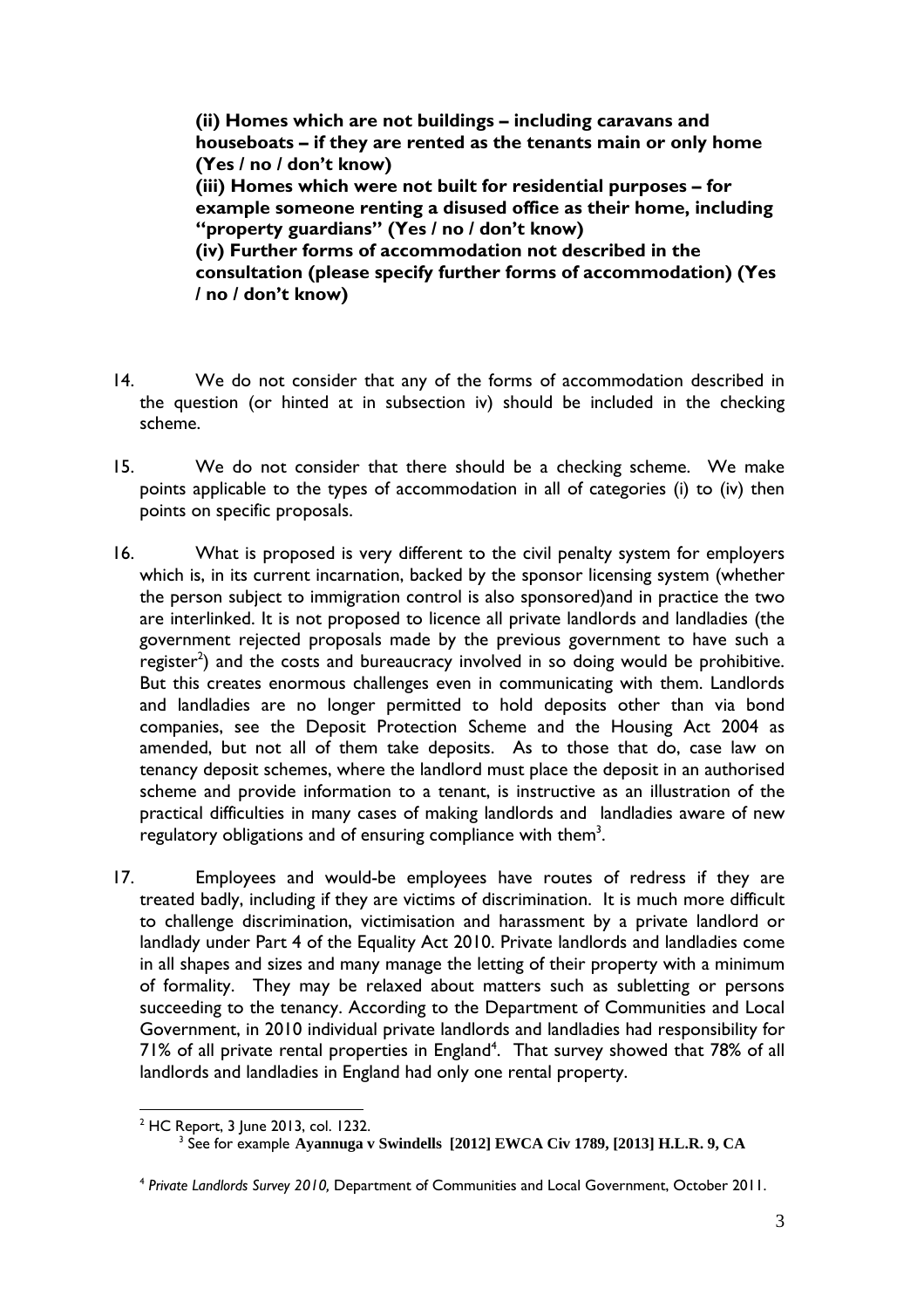**(ii) Homes which are not buildings – including caravans and houseboats – if they are rented as the tenants main or only home (Yes / no / don't know)**
**(iii) Homes which were not built for residential purposes – for example someone renting a disused office as their home, including "property guardians" (Yes / no / don't know)**
**(iv) Further forms of accommodation not described in the consultation (please specify further forms of accommodation) (Yes / no / don't know)**

14. We do not consider that any of the forms of accommodation described in the question (or hinted at in subsection iv) should be included in the checking scheme.

15. We do not consider that there should be a checking scheme. We make points applicable to the types of accommodation in all of categories (i) to (iv) then points on specific proposals.

16. What is proposed is very different to the civil penalty system for employers which is, in its current incarnation, backed by the sponsor licensing system (whether the person subject to immigration control is also sponsored)and in practice the two are interlinked. It is not proposed to licence all private landlords and landladies (the government rejected proposals made by the previous government to have such a register[2]) and the costs and bureaucracy involved in so doing would be prohibitive. But this creates enormous challenges even in communicating with them. Landlords and landladies are no longer permitted to hold deposits other than via bond companies, see the Deposit Protection Scheme and the Housing Act 2004 as amended, but not all of them take deposits. As to those that do, case law on tenancy deposit schemes, where the landlord must place the deposit in an authorised scheme and provide information to a tenant, is instructive as an illustration of the practical difficulties in many cases of making landlords and landladies aware of new regulatory obligations and of ensuring compliance with them[3].

17. Employees and would-be employees have routes of redress if they are treated badly, including if they are victims of discrimination. It is much more difficult to challenge discrimination, victimisation and harassment by a private landlord or landlady under Part 4 of the Equality Act 2010. Private landlords and landladies come in all shapes and sizes and many manage the letting of their property with a minimum of formality. They may be relaxed about matters such as subletting or persons succeeding to the tenancy. According to the Department of Communities and Local Government, in 2010 individual private landlords and landladies had responsibility for 71% of all private rental properties in England[4]. That survey showed that 78% of all landlords and landladies in England had only one rental property.

---

[2] HC Report, 3 June 2013, col. 1232.

[3] See for example **Ayannuga v Swindells [2012] EWCA Civ 1789, [2013] H.L.R. 9, CA**

[4] *Private Landlords Survey 2010,* Department of Communities and Local Government, October 2011.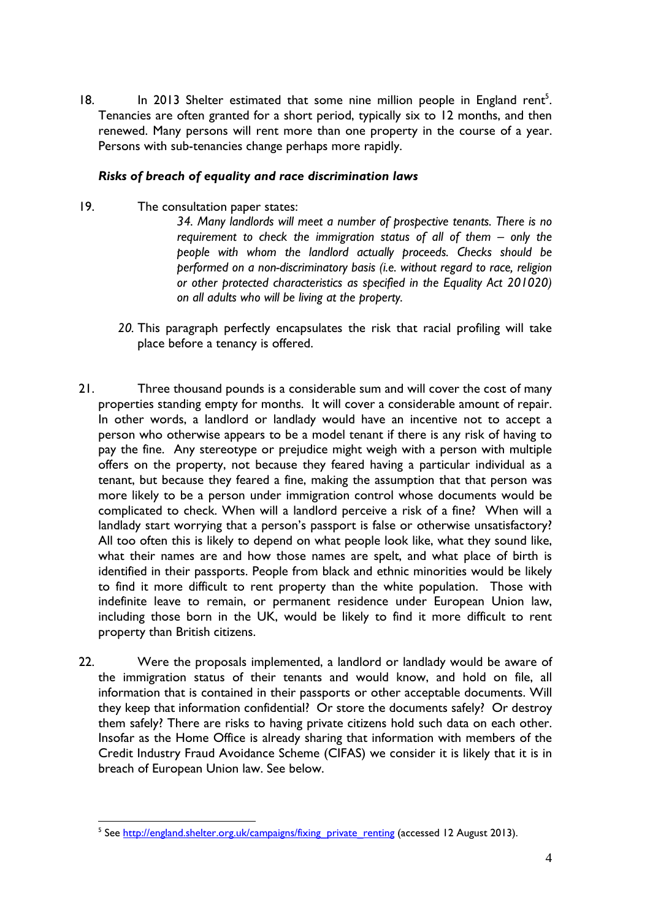18. In 2013 Shelter estimated that some nine million people in England rent[5]. Tenancies are often granted for a short period, typically six to 12 months, and then renewed. Many persons will rent more than one property in the course of a year. Persons with sub-tenancies change perhaps more rapidly.

### *Risks of breach of equality and race discrimination laws*

19. The consultation paper states:

> *34. Many landlords will meet a number of prospective tenants. There is no requirement to check the immigration status of all of them – only the people with whom the landlord actually proceeds. Checks should be performed on a non-discriminatory basis (i.e. without regard to race, religion or other protected characteristics as specified in the Equality Act 201020) on all adults who will be living at the property.*

20. This paragraph perfectly encapsulates the risk that racial profiling will take place before a tenancy is offered.

21. Three thousand pounds is a considerable sum and will cover the cost of many properties standing empty for months. It will cover a considerable amount of repair. In other words, a landlord or landlady would have an incentive not to accept a person who otherwise appears to be a model tenant if there is any risk of having to pay the fine. Any stereotype or prejudice might weigh with a person with multiple offers on the property, not because they feared having a particular individual as a tenant, but because they feared a fine, making the assumption that that person was more likely to be a person under immigration control whose documents would be complicated to check. When will a landlord perceive a risk of a fine? When will a landlady start worrying that a person's passport is false or otherwise unsatisfactory? All too often this is likely to depend on what people look like, what they sound like, what their names are and how those names are spelt, and what place of birth is identified in their passports. People from black and ethnic minorities would be likely to find it more difficult to rent property than the white population. Those with indefinite leave to remain, or permanent residence under European Union law, including those born in the UK, would be likely to find it more difficult to rent property than British citizens.

22. Were the proposals implemented, a landlord or landlady would be aware of the immigration status of their tenants and would know, and hold on file, all information that is contained in their passports or other acceptable documents. Will they keep that information confidential? Or store the documents safely? Or destroy them safely? There are risks to having private citizens hold such data on each other. Insofar as the Home Office is already sharing that information with members of the Credit Industry Fraud Avoidance Scheme (CIFAS) we consider it is likely that it is in breach of European Union law. See below.

---

[5] See http://england.shelter.org.uk/campaigns/fixing_private_renting (accessed 12 August 2013).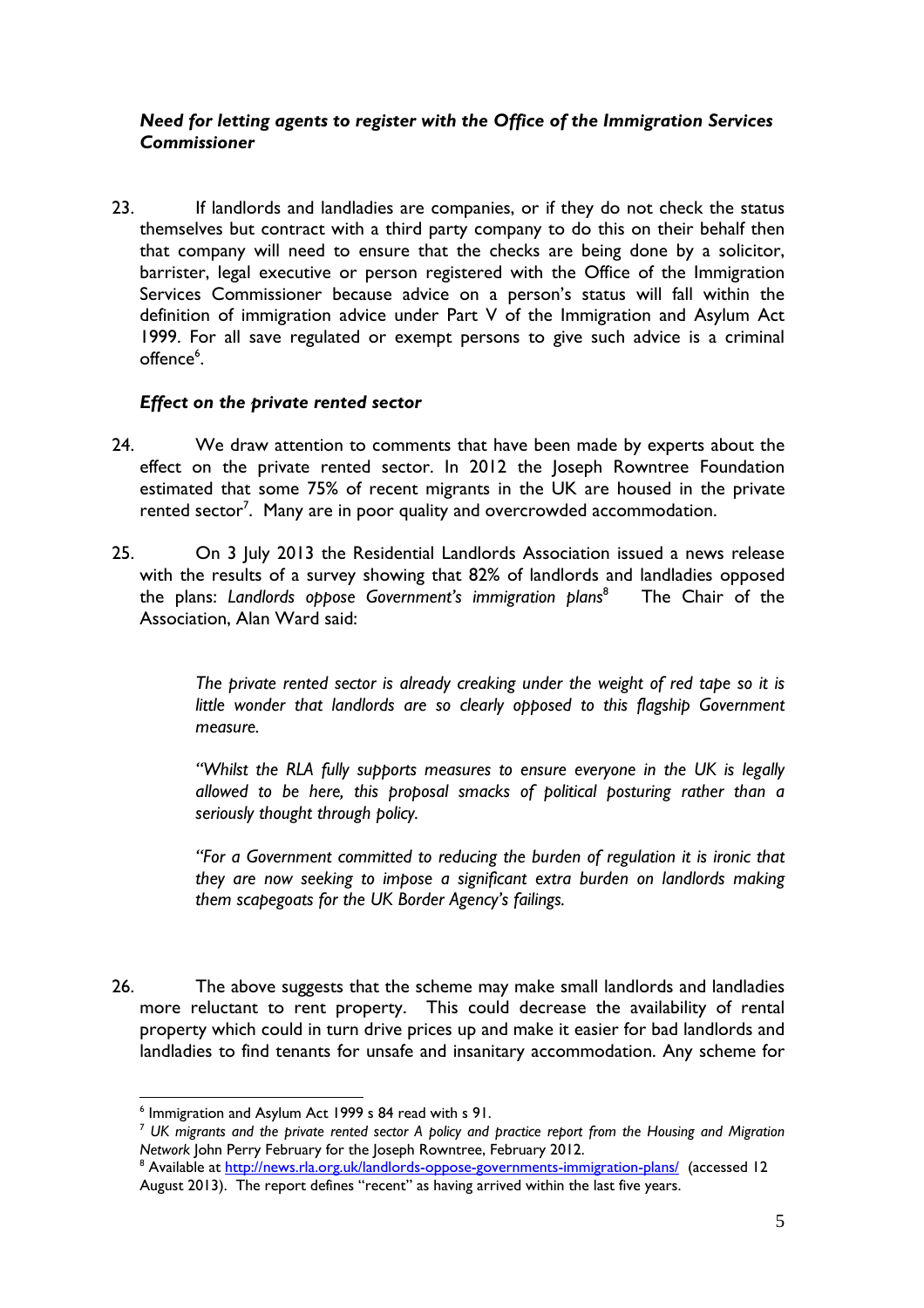### *Need for letting agents to register with the Office of the Immigration Services Commissioner*

23. If landlords and landladies are companies, or if they do not check the status themselves but contract with a third party company to do this on their behalf then that company will need to ensure that the checks are being done by a solicitor, barrister, legal executive or person registered with the Office of the Immigration Services Commissioner because advice on a person's status will fall within the definition of immigration advice under Part V of the Immigration and Asylum Act 1999. For all save regulated or exempt persons to give such advice is a criminal offence[6].

### *Effect on the private rented sector*

24. We draw attention to comments that have been made by experts about the effect on the private rented sector. In 2012 the Joseph Rowntree Foundation estimated that some 75% of recent migrants in the UK are housed in the private rented sector[7]. Many are in poor quality and overcrowded accommodation.

25. On 3 July 2013 the Residential Landlords Association issued a news release with the results of a survey showing that 82% of landlords and landladies opposed the plans: *Landlords oppose Government's immigration plans*[8] The Chair of the Association, Alan Ward said:

> *The private rented sector is already creaking under the weight of red tape so it is little wonder that landlords are so clearly opposed to this flagship Government measure.*
>
> *"Whilst the RLA fully supports measures to ensure everyone in the UK is legally allowed to be here, this proposal smacks of political posturing rather than a seriously thought through policy.*
>
> *"For a Government committed to reducing the burden of regulation it is ironic that they are now seeking to impose a significant extra burden on landlords making them scapegoats for the UK Border Agency's failings.*

26. The above suggests that the scheme may make small landlords and landladies more reluctant to rent property. This could decrease the availability of rental property which could in turn drive prices up and make it easier for bad landlords and landladies to find tenants for unsafe and insanitary accommodation. Any scheme for

---

[6] Immigration and Asylum Act 1999 s 84 read with s 91.

[7] *UK migrants and the private rented sector A policy and practice report from the Housing and Migration Network* John Perry February for the Joseph Rowntree, February 2012.

[8] Available at http://news.rla.org.uk/landlords-oppose-governments-immigration-plans/ (accessed 12 August 2013). The report defines "recent" as having arrived within the last five years.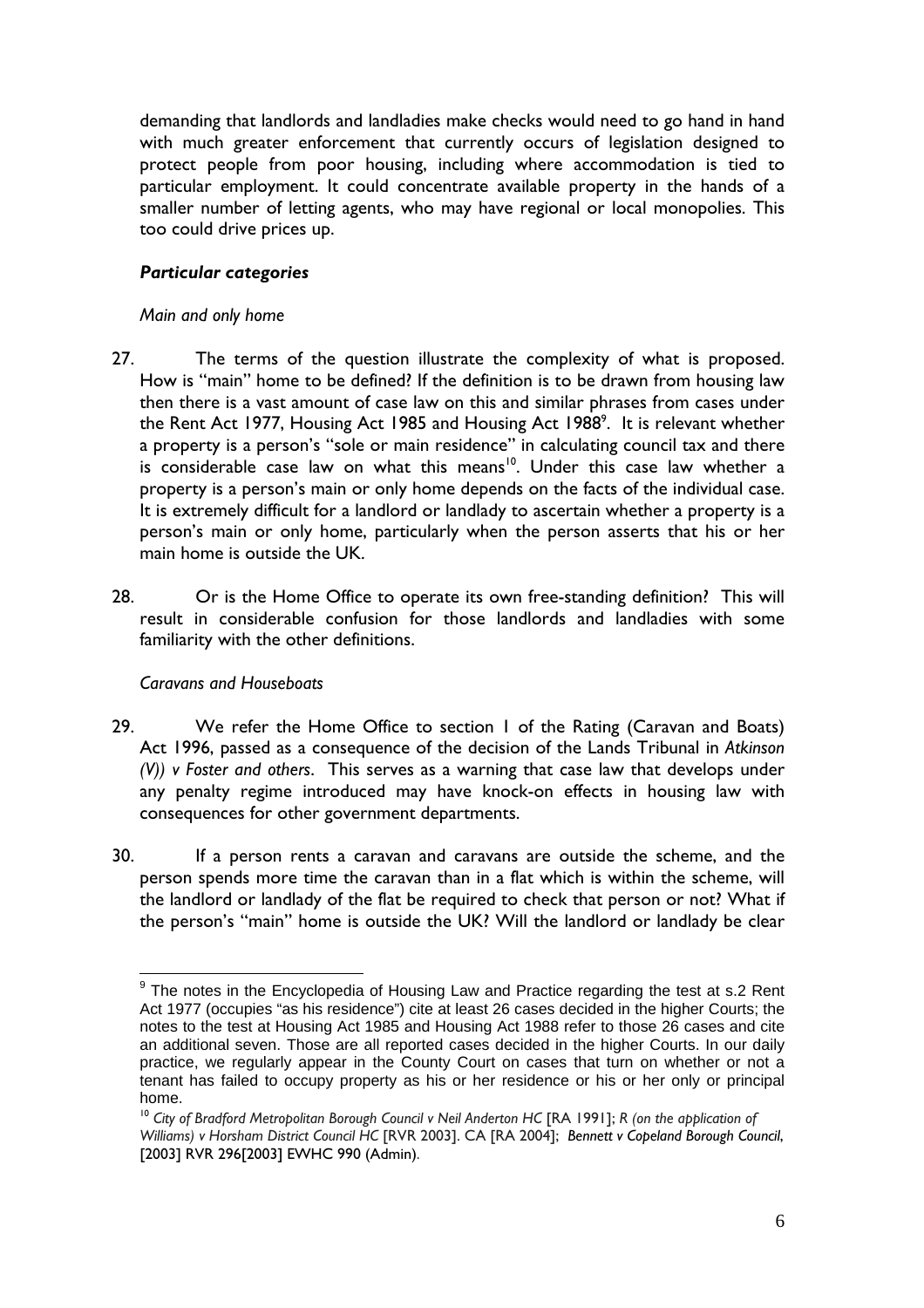demanding that landlords and landladies make checks would need to go hand in hand with much greater enforcement that currently occurs of legislation designed to protect people from poor housing, including where accommodation is tied to particular employment. It could concentrate available property in the hands of a smaller number of letting agents, who may have regional or local monopolies. This too could drive prices up.

### *Particular categories*

*Main and only home*

27. The terms of the question illustrate the complexity of what is proposed. How is "main" home to be defined? If the definition is to be drawn from housing law then there is a vast amount of case law on this and similar phrases from cases under the Rent Act 1977, Housing Act 1985 and Housing Act 1988[9]. It is relevant whether a property is a person's "sole or main residence" in calculating council tax and there is considerable case law on what this means[10]. Under this case law whether a property is a person's main or only home depends on the facts of the individual case. It is extremely difficult for a landlord or landlady to ascertain whether a property is a person's main or only home, particularly when the person asserts that his or her main home is outside the UK.

28. Or is the Home Office to operate its own free-standing definition? This will result in considerable confusion for those landlords and landladies with some familiarity with the other definitions.

*Caravans and Houseboats*

29. We refer the Home Office to section 1 of the Rating (Caravan and Boats) Act 1996, passed as a consequence of the decision of the Lands Tribunal in *Atkinson (V)) v Foster and others*. This serves as a warning that case law that develops under any penalty regime introduced may have knock-on effects in housing law with consequences for other government departments.

30. If a person rents a caravan and caravans are outside the scheme, and the person spends more time the caravan than in a flat which is within the scheme, will the landlord or landlady of the flat be required to check that person or not? What if the person's "main" home is outside the UK? Will the landlord or landlady be clear

---

[9] The notes in the Encyclopedia of Housing Law and Practice regarding the test at s.2 Rent Act 1977 (occupies "as his residence") cite at least 26 cases decided in the higher Courts; the notes to the test at Housing Act 1985 and Housing Act 1988 refer to those 26 cases and cite an additional seven. Those are all reported cases decided in the higher Courts. In our daily practice, we regularly appear in the County Court on cases that turn on whether or not a tenant has failed to occupy property as his or her residence or his or her only or principal home.

[10] *City of Bradford Metropolitan Borough Council v Neil Anderton HC* [RA 1991]; *R (on the application of Williams) v Horsham District Council HC* [RVR 2003]. CA [RA 2004]; *Bennett v Copeland Borough Council*, [2003] RVR 296[2003] EWHC 990 (Admin).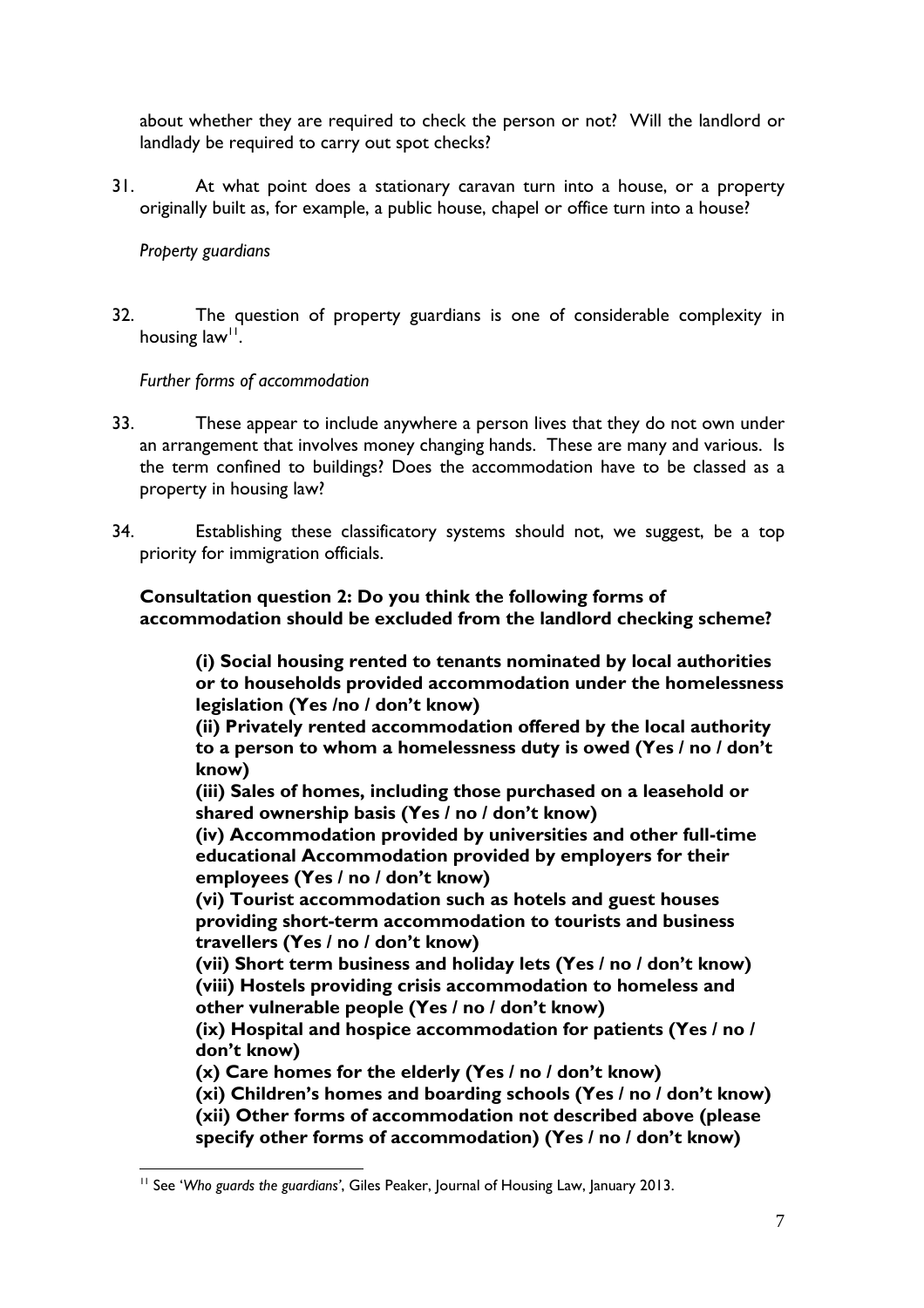about whether they are required to check the person or not? Will the landlord or landlady be required to carry out spot checks?

31. At what point does a stationary caravan turn into a house, or a property originally built as, for example, a public house, chapel or office turn into a house?

*Property guardians*

32. The question of property guardians is one of considerable complexity in housing law[11].

*Further forms of accommodation*

33. These appear to include anywhere a person lives that they do not own under an arrangement that involves money changing hands. These are many and various. Is the term confined to buildings? Does the accommodation have to be classed as a property in housing law?

34. Establishing these classificatory systems should not, we suggest, be a top priority for immigration officials.

**Consultation question 2: Do you think the following forms of accommodation should be excluded from the landlord checking scheme?**

> **(i) Social housing rented to tenants nominated by local authorities or to households provided accommodation under the homelessness legislation (Yes /no / don't know)**
> **(ii) Privately rented accommodation offered by the local authority to a person to whom a homelessness duty is owed (Yes / no / don't know)**
> **(iii) Sales of homes, including those purchased on a leasehold or shared ownership basis (Yes / no / don't know)**
> **(iv) Accommodation provided by universities and other full-time educational Accommodation provided by employers for their employees (Yes / no / don't know)**
> **(vi) Tourist accommodation such as hotels and guest houses providing short-term accommodation to tourists and business travellers (Yes / no / don't know)**
> **(vii) Short term business and holiday lets (Yes / no / don't know)**
> **(viii) Hostels providing crisis accommodation to homeless and other vulnerable people (Yes / no / don't know)**
> **(ix) Hospital and hospice accommodation for patients (Yes / no / don't know)**
> **(x) Care homes for the elderly (Yes / no / don't know)**
> **(xi) Children's homes and boarding schools (Yes / no / don't know)**
> **(xii) Other forms of accommodation not described above (please specify other forms of accommodation) (Yes / no / don't know)**

---

[11] See '*Who guards the guardians*', Giles Peaker, Journal of Housing Law, January 2013.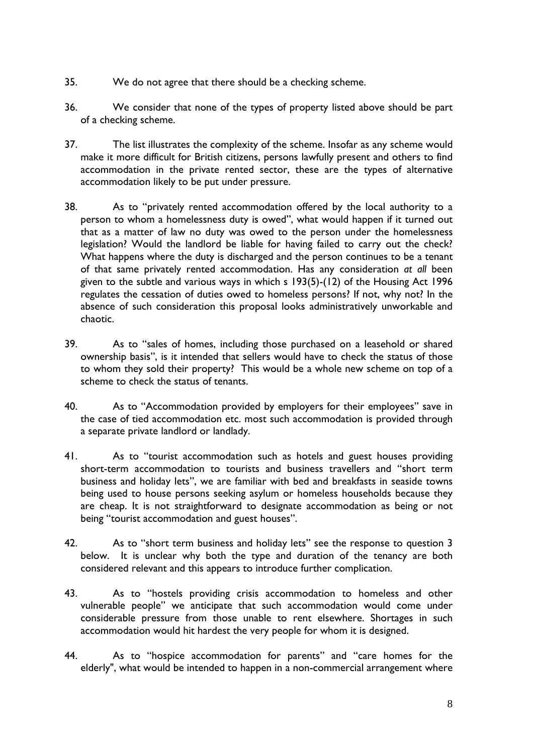35. We do not agree that there should be a checking scheme.

36. We consider that none of the types of property listed above should be part of a checking scheme.

37. The list illustrates the complexity of the scheme. Insofar as any scheme would make it more difficult for British citizens, persons lawfully present and others to find accommodation in the private rented sector, these are the types of alternative accommodation likely to be put under pressure.

38. As to "privately rented accommodation offered by the local authority to a person to whom a homelessness duty is owed", what would happen if it turned out that as a matter of law no duty was owed to the person under the homelessness legislation? Would the landlord be liable for having failed to carry out the check? What happens where the duty is discharged and the person continues to be a tenant of that same privately rented accommodation. Has any consideration *at all* been given to the subtle and various ways in which s 193(5)-(12) of the Housing Act 1996 regulates the cessation of duties owed to homeless persons? If not, why not? In the absence of such consideration this proposal looks administratively unworkable and chaotic.

39. As to "sales of homes, including those purchased on a leasehold or shared ownership basis", is it intended that sellers would have to check the status of those to whom they sold their property? This would be a whole new scheme on top of a scheme to check the status of tenants.

40. As to "Accommodation provided by employers for their employees" save in the case of tied accommodation etc. most such accommodation is provided through a separate private landlord or landlady.

41. As to "tourist accommodation such as hotels and guest houses providing short-term accommodation to tourists and business travellers and "short term business and holiday lets", we are familiar with bed and breakfasts in seaside towns being used to house persons seeking asylum or homeless households because they are cheap. It is not straightforward to designate accommodation as being or not being "tourist accommodation and guest houses".

42. As to "short term business and holiday lets" see the response to question 3 below. It is unclear why both the type and duration of the tenancy are both considered relevant and this appears to introduce further complication.

43. As to "hostels providing crisis accommodation to homeless and other vulnerable people" we anticipate that such accommodation would come under considerable pressure from those unable to rent elsewhere. Shortages in such accommodation would hit hardest the very people for whom it is designed.

44. As to "hospice accommodation for parents" and "care homes for the elderly", what would be intended to happen in a non-commercial arrangement where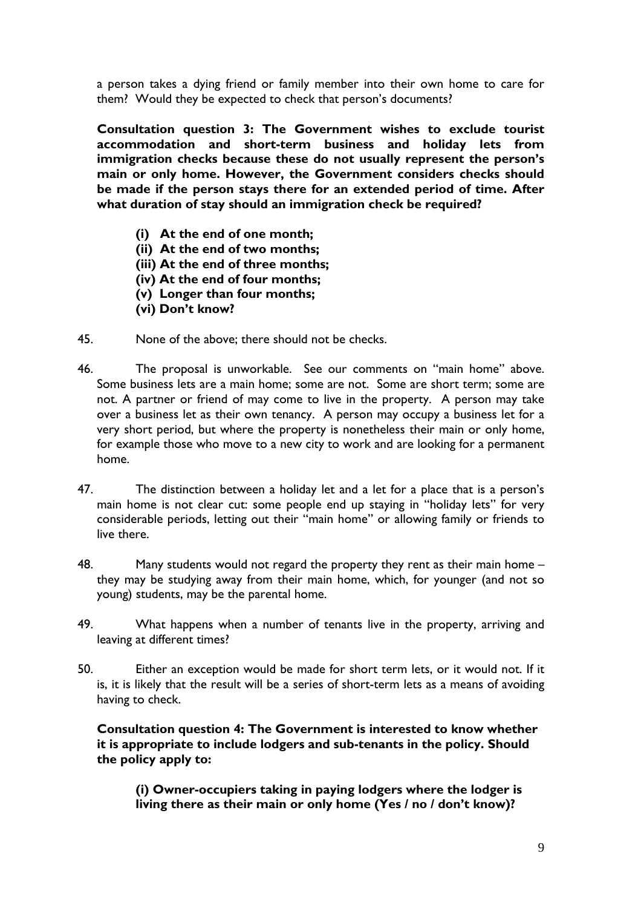a person takes a dying friend or family member into their own home to care for them? Would they be expected to check that person's documents?

**Consultation question 3: The Government wishes to exclude tourist accommodation and short-term business and holiday lets from immigration checks because these do not usually represent the person's main or only home. However, the Government considers checks should be made if the person stays there for an extended period of time. After what duration of stay should an immigration check be required?**

- **(i) At the end of one month;**
- **(ii) At the end of two months;**
- **(iii) At the end of three months;**
- **(iv) At the end of four months;**
- **(v) Longer than four months;**
- **(vi) Don't know?**

45. None of the above; there should not be checks.

46. The proposal is unworkable. See our comments on "main home" above. Some business lets are a main home; some are not. Some are short term; some are not. A partner or friend of may come to live in the property. A person may take over a business let as their own tenancy. A person may occupy a business let for a very short period, but where the property is nonetheless their main or only home, for example those who move to a new city to work and are looking for a permanent home.

47. The distinction between a holiday let and a let for a place that is a person's main home is not clear cut: some people end up staying in "holiday lets" for very considerable periods, letting out their "main home" or allowing family or friends to live there.

48. Many students would not regard the property they rent as their main home – they may be studying away from their main home, which, for younger (and not so young) students, may be the parental home.

49. What happens when a number of tenants live in the property, arriving and leaving at different times?

50. Either an exception would be made for short term lets, or it would not. If it is, it is likely that the result will be a series of short-term lets as a means of avoiding having to check.

**Consultation question 4: The Government is interested to know whether it is appropriate to include lodgers and sub-tenants in the policy. Should the policy apply to:**

**(i) Owner-occupiers taking in paying lodgers where the lodger is living there as their main or only home (Yes / no / don't know)?**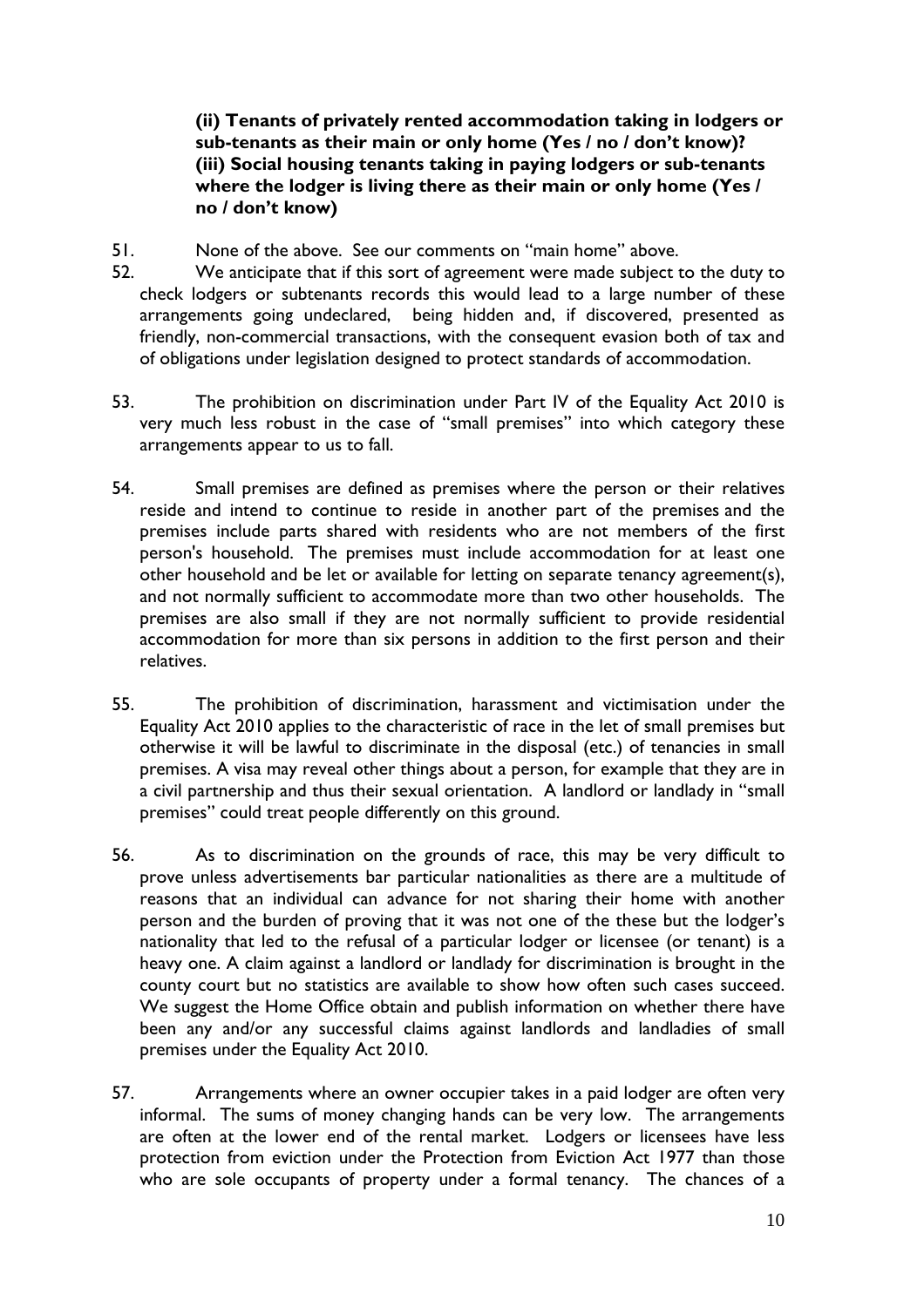**(ii) Tenants of privately rented accommodation taking in lodgers or sub-tenants as their main or only home (Yes / no / don't know)?**
**(iii) Social housing tenants taking in paying lodgers or sub-tenants where the lodger is living there as their main or only home (Yes / no / don't know)**

51. None of the above. See our comments on "main home" above.

52. We anticipate that if this sort of agreement were made subject to the duty to check lodgers or subtenants records this would lead to a large number of these arrangements going undeclared, being hidden and, if discovered, presented as friendly, non-commercial transactions, with the consequent evasion both of tax and of obligations under legislation designed to protect standards of accommodation.

53. The prohibition on discrimination under Part IV of the Equality Act 2010 is very much less robust in the case of "small premises" into which category these arrangements appear to us to fall.

54. Small premises are defined as premises where the person or their relatives reside and intend to continue to reside in another part of the premises and the premises include parts shared with residents who are not members of the first person's household. The premises must include accommodation for at least one other household and be let or available for letting on separate tenancy agreement(s), and not normally sufficient to accommodate more than two other households. The premises are also small if they are not normally sufficient to provide residential accommodation for more than six persons in addition to the first person and their relatives.

55. The prohibition of discrimination, harassment and victimisation under the Equality Act 2010 applies to the characteristic of race in the let of small premises but otherwise it will be lawful to discriminate in the disposal (etc.) of tenancies in small premises. A visa may reveal other things about a person, for example that they are in a civil partnership and thus their sexual orientation. A landlord or landlady in "small premises" could treat people differently on this ground.

56. As to discrimination on the grounds of race, this may be very difficult to prove unless advertisements bar particular nationalities as there are a multitude of reasons that an individual can advance for not sharing their home with another person and the burden of proving that it was not one of the these but the lodger's nationality that led to the refusal of a particular lodger or licensee (or tenant) is a heavy one. A claim against a landlord or landlady for discrimination is brought in the county court but no statistics are available to show how often such cases succeed. We suggest the Home Office obtain and publish information on whether there have been any and/or any successful claims against landlords and landladies of small premises under the Equality Act 2010.

57. Arrangements where an owner occupier takes in a paid lodger are often very informal. The sums of money changing hands can be very low. The arrangements are often at the lower end of the rental market. Lodgers or licensees have less protection from eviction under the Protection from Eviction Act 1977 than those who are sole occupants of property under a formal tenancy. The chances of a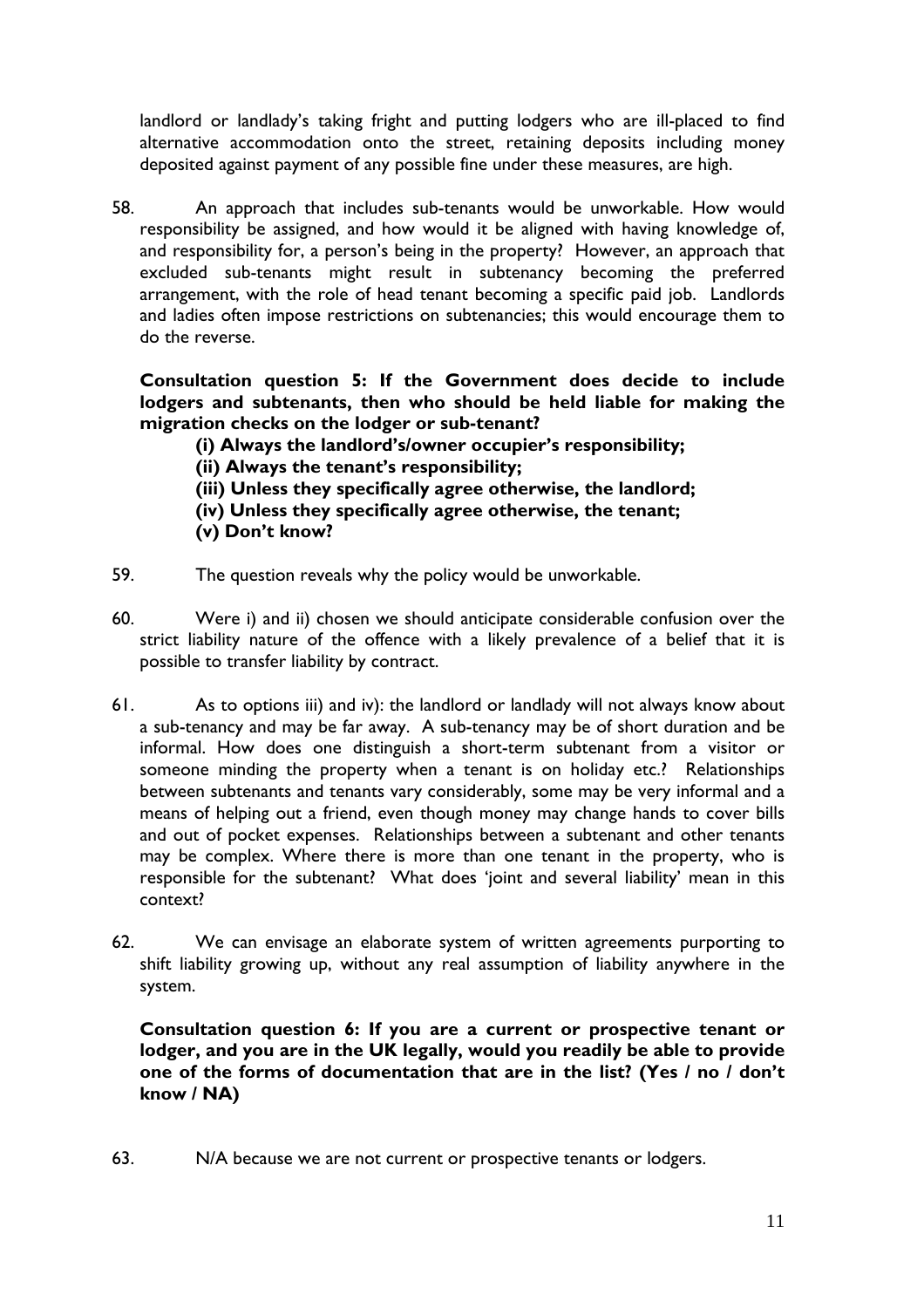landlord or landlady's taking fright and putting lodgers who are ill-placed to find alternative accommodation onto the street, retaining deposits including money deposited against payment of any possible fine under these measures, are high.

58. An approach that includes sub-tenants would be unworkable. How would responsibility be assigned, and how would it be aligned with having knowledge of, and responsibility for, a person's being in the property? However, an approach that excluded sub-tenants might result in subtenancy becoming the preferred arrangement, with the role of head tenant becoming a specific paid job. Landlords and ladies often impose restrictions on subtenancies; this would encourage them to do the reverse.

**Consultation question 5: If the Government does decide to include lodgers and subtenants, then who should be held liable for making the migration checks on the lodger or sub-tenant?**

**(i) Always the landlord's/owner occupier's responsibility;**
**(ii) Always the tenant's responsibility;**
**(iii) Unless they specifically agree otherwise, the landlord;**
**(iv) Unless they specifically agree otherwise, the tenant;**
**(v) Don't know?**

59. The question reveals why the policy would be unworkable.

60. Were i) and ii) chosen we should anticipate considerable confusion over the strict liability nature of the offence with a likely prevalence of a belief that it is possible to transfer liability by contract.

61. As to options iii) and iv): the landlord or landlady will not always know about a sub-tenancy and may be far away. A sub-tenancy may be of short duration and be informal. How does one distinguish a short-term subtenant from a visitor or someone minding the property when a tenant is on holiday etc.? Relationships between subtenants and tenants vary considerably, some may be very informal and a means of helping out a friend, even though money may change hands to cover bills and out of pocket expenses. Relationships between a subtenant and other tenants may be complex. Where there is more than one tenant in the property, who is responsible for the subtenant? What does 'joint and several liability' mean in this context?

62. We can envisage an elaborate system of written agreements purporting to shift liability growing up, without any real assumption of liability anywhere in the system.

**Consultation question 6: If you are a current or prospective tenant or lodger, and you are in the UK legally, would you readily be able to provide one of the forms of documentation that are in the list? (Yes / no / don't know / NA)**

63. N/A because we are not current or prospective tenants or lodgers.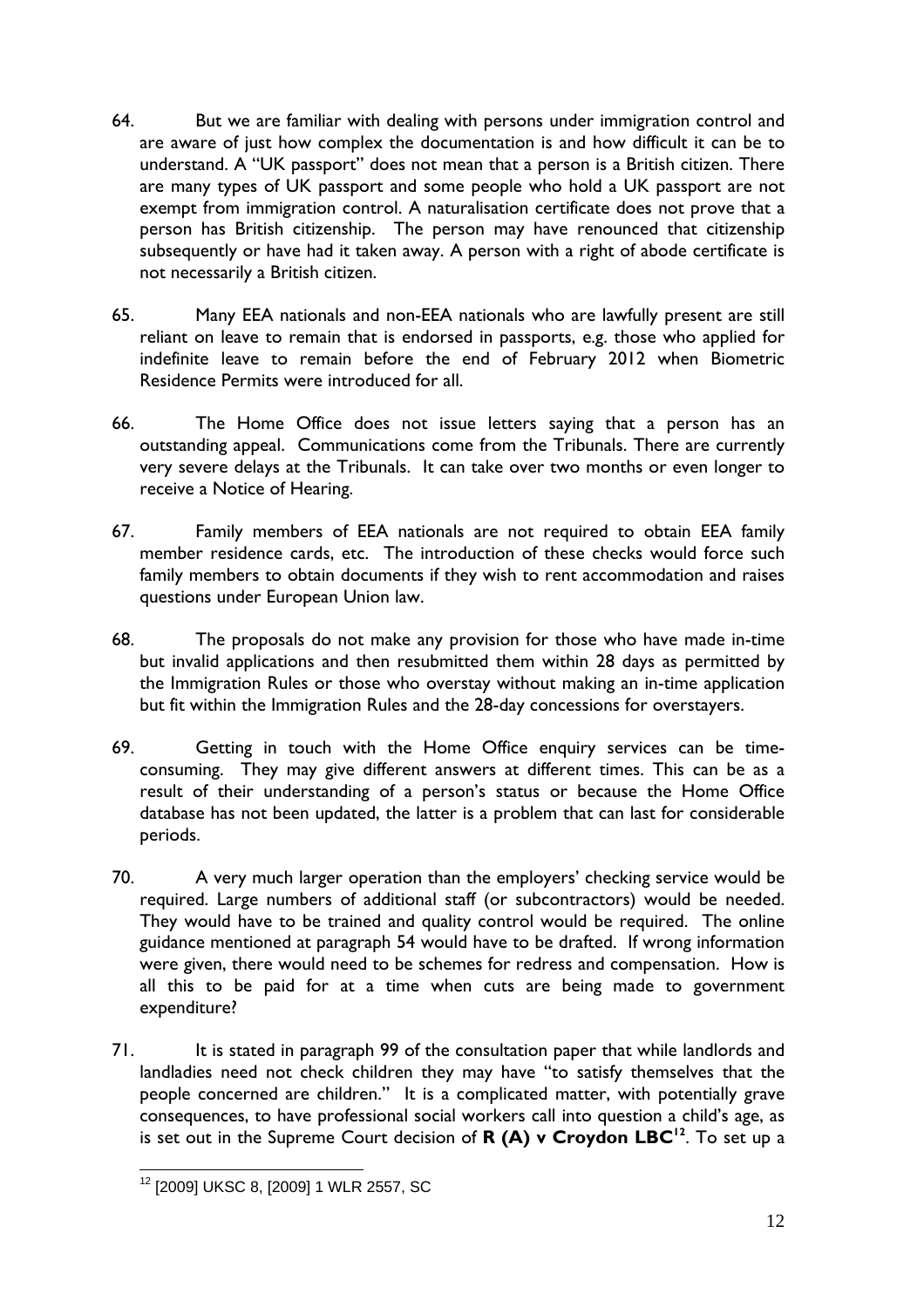64. But we are familiar with dealing with persons under immigration control and are aware of just how complex the documentation is and how difficult it can be to understand. A "UK passport" does not mean that a person is a British citizen. There are many types of UK passport and some people who hold a UK passport are not exempt from immigration control. A naturalisation certificate does not prove that a person has British citizenship. The person may have renounced that citizenship subsequently or have had it taken away. A person with a right of abode certificate is not necessarily a British citizen.

65. Many EEA nationals and non-EEA nationals who are lawfully present are still reliant on leave to remain that is endorsed in passports, e.g. those who applied for indefinite leave to remain before the end of February 2012 when Biometric Residence Permits were introduced for all.

66. The Home Office does not issue letters saying that a person has an outstanding appeal. Communications come from the Tribunals. There are currently very severe delays at the Tribunals. It can take over two months or even longer to receive a Notice of Hearing.

67. Family members of EEA nationals are not required to obtain EEA family member residence cards, etc. The introduction of these checks would force such family members to obtain documents if they wish to rent accommodation and raises questions under European Union law.

68. The proposals do not make any provision for those who have made in-time but invalid applications and then resubmitted them within 28 days as permitted by the Immigration Rules or those who overstay without making an in-time application but fit within the Immigration Rules and the 28-day concessions for overstayers.

69. Getting in touch with the Home Office enquiry services can be time-consuming. They may give different answers at different times. This can be as a result of their understanding of a person's status or because the Home Office database has not been updated, the latter is a problem that can last for considerable periods.

70. A very much larger operation than the employers' checking service would be required. Large numbers of additional staff (or subcontractors) would be needed. They would have to be trained and quality control would be required. The online guidance mentioned at paragraph 54 would have to be drafted. If wrong information were given, there would need to be schemes for redress and compensation. How is all this to be paid for at a time when cuts are being made to government expenditure?

71. It is stated in paragraph 99 of the consultation paper that while landlords and landladies need not check children they may have "to satisfy themselves that the people concerned are children." It is a complicated matter, with potentially grave consequences, to have professional social workers call into question a child's age, as is set out in the Supreme Court decision of **R (A) v Croydon LBC**[12]. To set up a

[12] [2009] UKSC 8, [2009] 1 WLR 2557, SC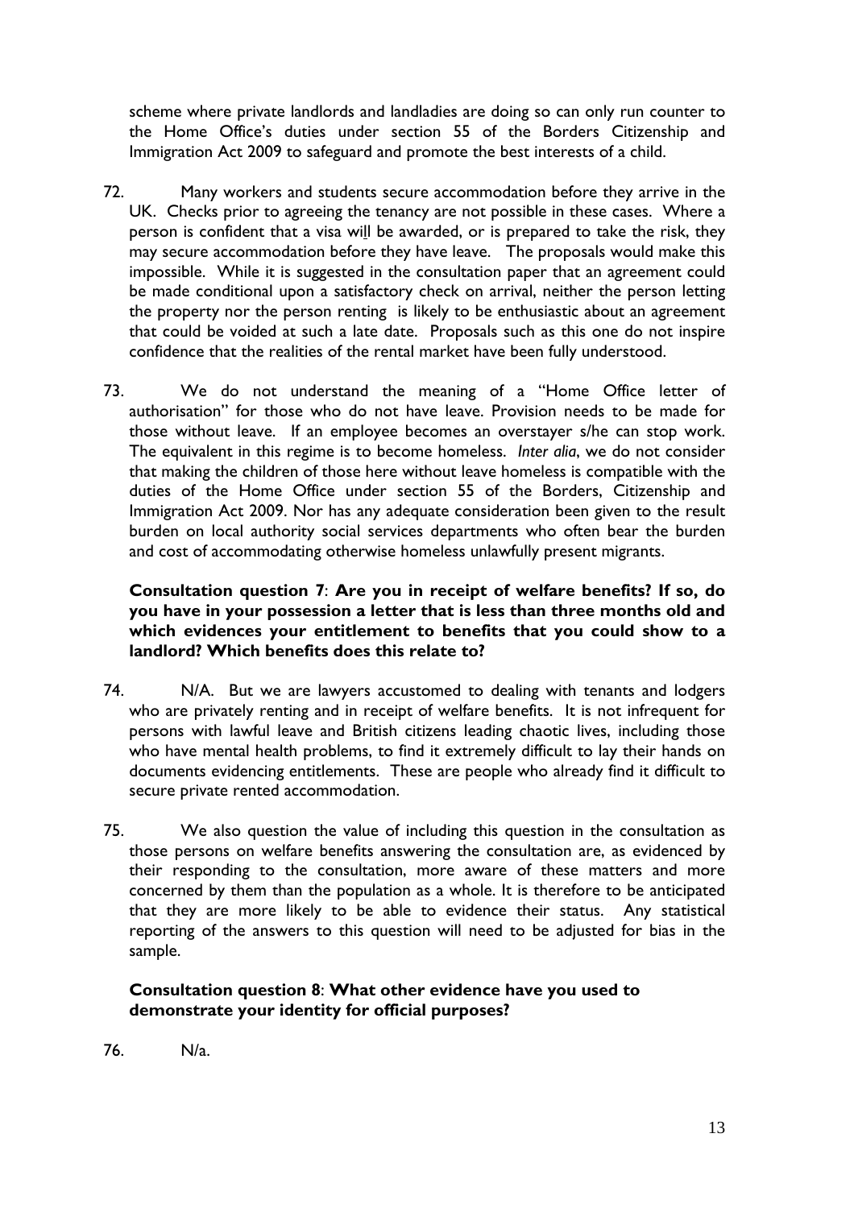scheme where private landlords and landladies are doing so can only run counter to the Home Office's duties under section 55 of the Borders Citizenship and Immigration Act 2009 to safeguard and promote the best interests of a child.

72. Many workers and students secure accommodation before they arrive in the UK. Checks prior to agreeing the tenancy are not possible in these cases. Where a person is confident that a visa will be awarded, or is prepared to take the risk, they may secure accommodation before they have leave. The proposals would make this impossible. While it is suggested in the consultation paper that an agreement could be made conditional upon a satisfactory check on arrival, neither the person letting the property nor the person renting is likely to be enthusiastic about an agreement that could be voided at such a late date. Proposals such as this one do not inspire confidence that the realities of the rental market have been fully understood.

73. We do not understand the meaning of a "Home Office letter of authorisation" for those who do not have leave. Provision needs to be made for those without leave. If an employee becomes an overstayer s/he can stop work. The equivalent in this regime is to become homeless. *Inter alia*, we do not consider that making the children of those here without leave homeless is compatible with the duties of the Home Office under section 55 of the Borders, Citizenship and Immigration Act 2009. Nor has any adequate consideration been given to the result burden on local authority social services departments who often bear the burden and cost of accommodating otherwise homeless unlawfully present migrants.

**Consultation question 7**: **Are you in receipt of welfare benefits? If so, do you have in your possession a letter that is less than three months old and which evidences your entitlement to benefits that you could show to a landlord? Which benefits does this relate to?**

74. N/A. But we are lawyers accustomed to dealing with tenants and lodgers who are privately renting and in receipt of welfare benefits. It is not infrequent for persons with lawful leave and British citizens leading chaotic lives, including those who have mental health problems, to find it extremely difficult to lay their hands on documents evidencing entitlements. These are people who already find it difficult to secure private rented accommodation.

75. We also question the value of including this question in the consultation as those persons on welfare benefits answering the consultation are, as evidenced by their responding to the consultation, more aware of these matters and more concerned by them than the population as a whole. It is therefore to be anticipated that they are more likely to be able to evidence their status. Any statistical reporting of the answers to this question will need to be adjusted for bias in the sample.

**Consultation question 8**: **What other evidence have you used to demonstrate your identity for official purposes?**

76. N/a.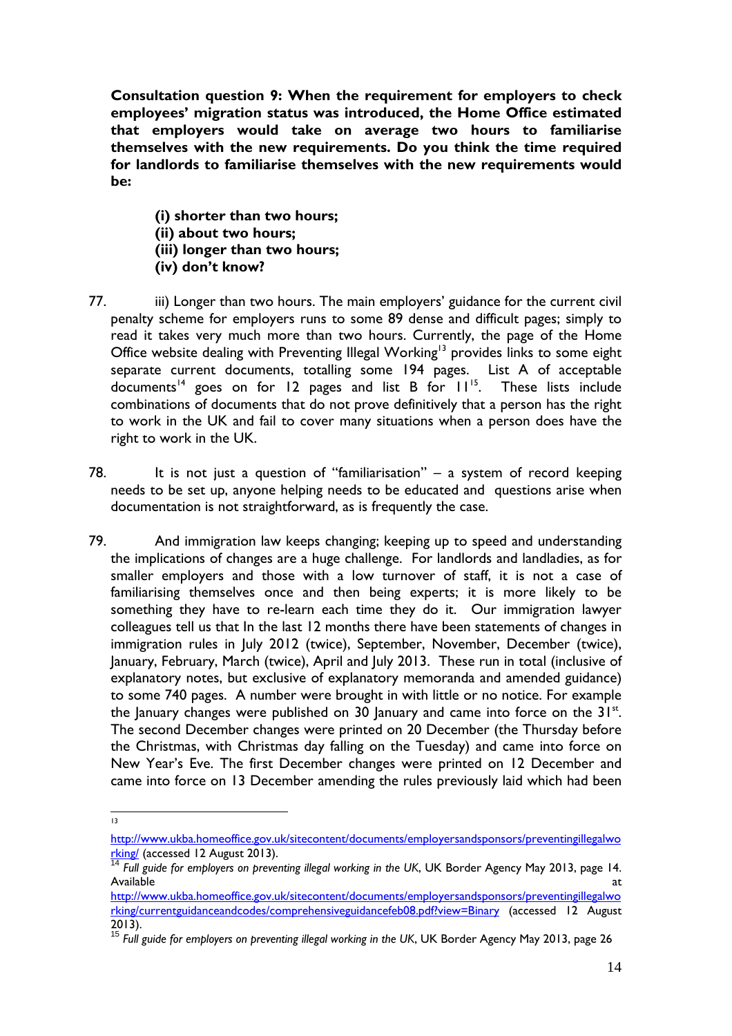**Consultation question 9: When the requirement for employers to check employees' migration status was introduced, the Home Office estimated that employers would take on average two hours to familiarise themselves with the new requirements. Do you think the time required for landlords to familiarise themselves with the new requirements would be:**

> **(i) shorter than two hours;**
> **(ii) about two hours;**
> **(iii) longer than two hours;**
> **(iv) don't know?**

77. iii) Longer than two hours. The main employers' guidance for the current civil penalty scheme for employers runs to some 89 dense and difficult pages; simply to read it takes very much more than two hours. Currently, the page of the Home Office website dealing with Preventing Illegal Working[13] provides links to some eight separate current documents, totalling some 194 pages. List A of acceptable documents[14] goes on for 12 pages and list B for 11[15]. These lists include combinations of documents that do not prove definitively that a person has the right to work in the UK and fail to cover many situations when a person does have the right to work in the UK.

78. It is not just a question of "familiarisation" – a system of record keeping needs to be set up, anyone helping needs to be educated and questions arise when documentation is not straightforward, as is frequently the case.

79. And immigration law keeps changing; keeping up to speed and understanding the implications of changes are a huge challenge. For landlords and landladies, as for smaller employers and those with a low turnover of staff, it is not a case of familiarising themselves once and then being experts; it is more likely to be something they have to re-learn each time they do it. Our immigration lawyer colleagues tell us that In the last 12 months there have been statements of changes in immigration rules in July 2012 (twice), September, November, December (twice), January, February, March (twice), April and July 2013. These run in total (inclusive of explanatory notes, but exclusive of explanatory memoranda and amended guidance) to some 740 pages. A number were brought in with little or no notice. For example the January changes were published on 30 January and came into force on the 31st. The second December changes were printed on 20 December (the Thursday before the Christmas, with Christmas day falling on the Tuesday) and came into force on New Year's Eve. The first December changes were printed on 12 December and came into force on 13 December amending the rules previously laid which had been

---

[13] http://www.ukba.homeoffice.gov.uk/sitecontent/documents/employersandsponsors/preventingillegalworking/ (accessed 12 August 2013).

[14] *Full guide for employers on preventing illegal working in the UK*, UK Border Agency May 2013, page 14. Available at http://www.ukba.homeoffice.gov.uk/sitecontent/documents/employersandsponsors/preventingillegalworking/currentguidanceandcodes/comprehensiveguidancefeb08.pdf?view=Binary (accessed 12 August 2013).

[15] *Full guide for employers on preventing illegal working in the UK*, UK Border Agency May 2013, page 26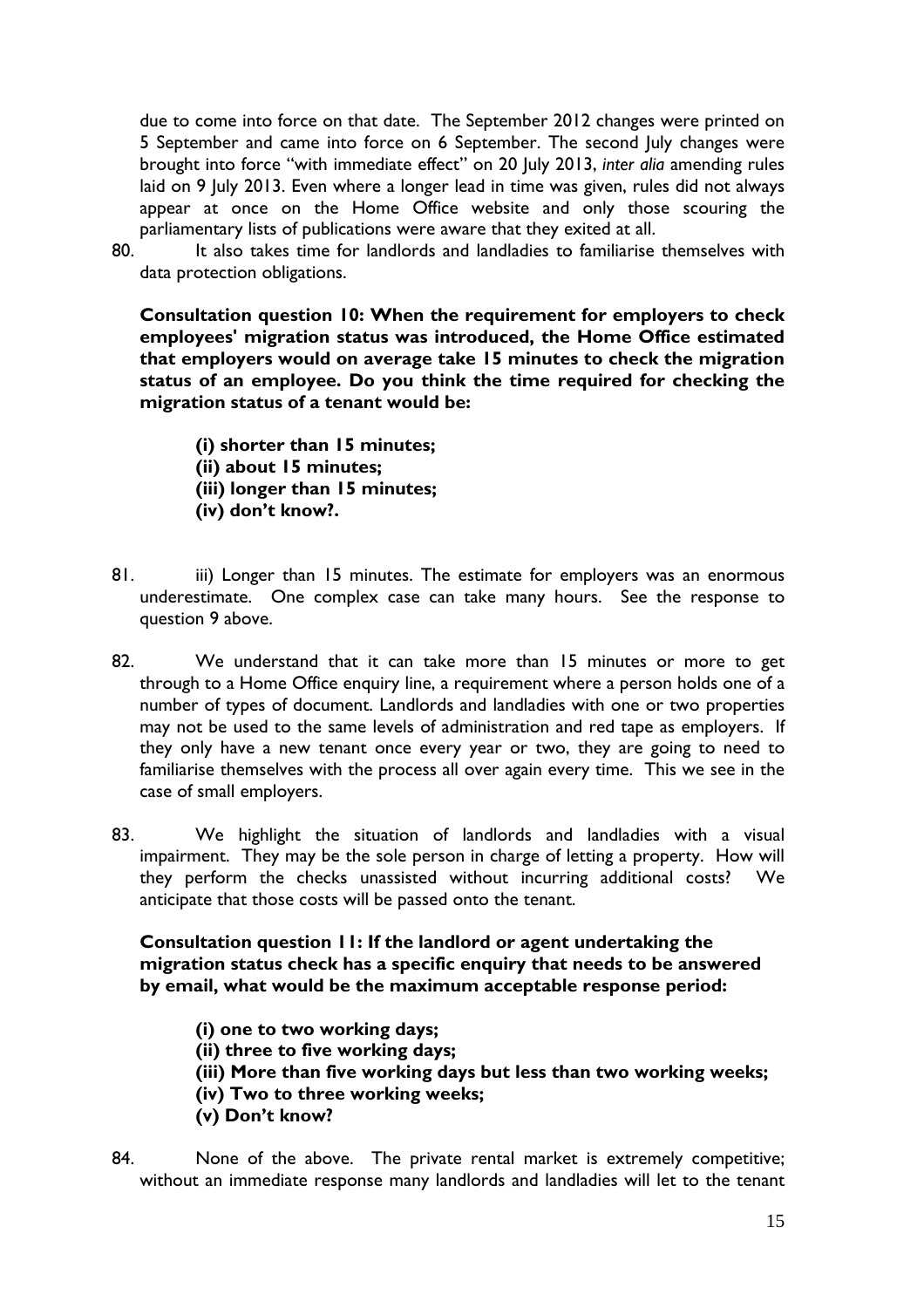due to come into force on that date. The September 2012 changes were printed on 5 September and came into force on 6 September. The second July changes were brought into force "with immediate effect" on 20 July 2013, *inter alia* amending rules laid on 9 July 2013. Even where a longer lead in time was given, rules did not always appear at once on the Home Office website and only those scouring the parliamentary lists of publications were aware that they exited at all.

80. It also takes time for landlords and landladies to familiarise themselves with data protection obligations.

**Consultation question 10: When the requirement for employers to check employees' migration status was introduced, the Home Office estimated that employers would on average take 15 minutes to check the migration status of an employee. Do you think the time required for checking the migration status of a tenant would be:**

**(i) shorter than 15 minutes;**
**(ii) about 15 minutes;**
**(iii) longer than 15 minutes;**
**(iv) don't know?.**

81. iii) Longer than 15 minutes. The estimate for employers was an enormous underestimate. One complex case can take many hours. See the response to question 9 above.

82. We understand that it can take more than 15 minutes or more to get through to a Home Office enquiry line, a requirement where a person holds one of a number of types of document. Landlords and landladies with one or two properties may not be used to the same levels of administration and red tape as employers. If they only have a new tenant once every year or two, they are going to need to familiarise themselves with the process all over again every time. This we see in the case of small employers.

83. We highlight the situation of landlords and landladies with a visual impairment. They may be the sole person in charge of letting a property. How will they perform the checks unassisted without incurring additional costs? We anticipate that those costs will be passed onto the tenant.

**Consultation question 11: If the landlord or agent undertaking the migration status check has a specific enquiry that needs to be answered by email, what would be the maximum acceptable response period:**

**(i) one to two working days;**
**(ii) three to five working days;**
**(iii) More than five working days but less than two working weeks;**
**(iv) Two to three working weeks;**
**(v) Don't know?**

84. None of the above. The private rental market is extremely competitive; without an immediate response many landlords and landladies will let to the tenant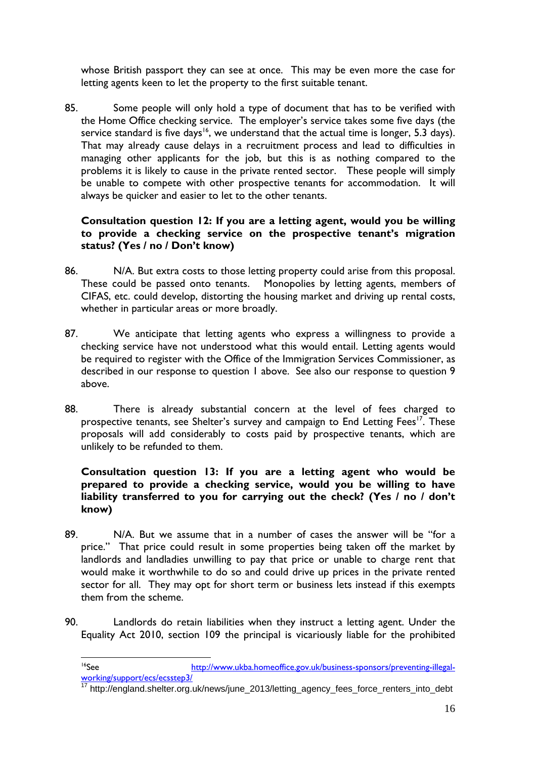whose British passport they can see at once. This may be even more the case for letting agents keen to let the property to the first suitable tenant.

85. Some people will only hold a type of document that has to be verified with the Home Office checking service. The employer's service takes some five days (the service standard is five days[16], we understand that the actual time is longer, 5.3 days). That may already cause delays in a recruitment process and lead to difficulties in managing other applicants for the job, but this is as nothing compared to the problems it is likely to cause in the private rented sector. These people will simply be unable to compete with other prospective tenants for accommodation. It will always be quicker and easier to let to the other tenants.

**Consultation question 12: If you are a letting agent, would you be willing to provide a checking service on the prospective tenant's migration status? (Yes / no / Don't know)**

86. N/A. But extra costs to those letting property could arise from this proposal. These could be passed onto tenants. Monopolies by letting agents, members of CIFAS, etc. could develop, distorting the housing market and driving up rental costs, whether in particular areas or more broadly.

87. We anticipate that letting agents who express a willingness to provide a checking service have not understood what this would entail. Letting agents would be required to register with the Office of the Immigration Services Commissioner, as described in our response to question 1 above. See also our response to question 9 above.

88. There is already substantial concern at the level of fees charged to prospective tenants, see Shelter's survey and campaign to End Letting Fees[17]. These proposals will add considerably to costs paid by prospective tenants, which are unlikely to be refunded to them.

**Consultation question 13: If you are a letting agent who would be prepared to provide a checking service, would you be willing to have liability transferred to you for carrying out the check? (Yes / no / don't know)**

89. N/A. But we assume that in a number of cases the answer will be "for a price." That price could result in some properties being taken off the market by landlords and landladies unwilling to pay that price or unable to charge rent that would make it worthwhile to do so and could drive up prices in the private rented sector for all. They may opt for short term or business lets instead if this exempts them from the scheme.

90. Landlords do retain liabilities when they instruct a letting agent. Under the Equality Act 2010, section 109 the principal is vicariously liable for the prohibited

---

[16] See http://www.ukba.homeoffice.gov.uk/business-sponsors/preventing-illegal-working/support/ecs/ecsstep3/

[17] http://england.shelter.org.uk/news/june_2013/letting_agency_fees_force_renters_into_debt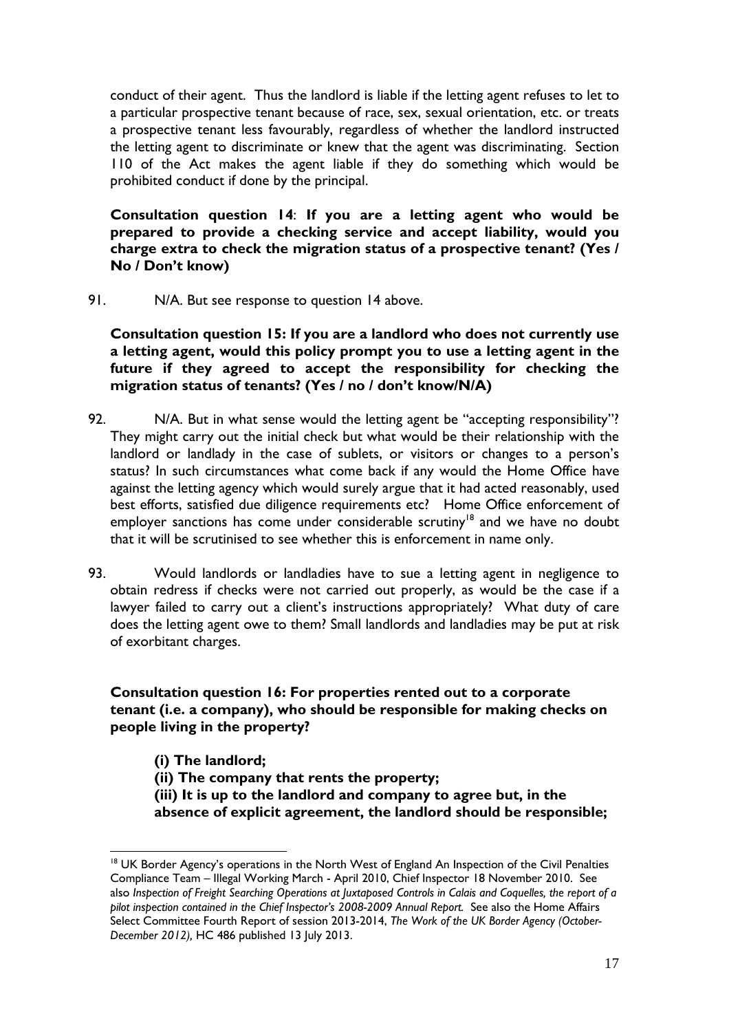conduct of their agent. Thus the landlord is liable if the letting agent refuses to let to a particular prospective tenant because of race, sex, sexual orientation, etc. or treats a prospective tenant less favourably, regardless of whether the landlord instructed the letting agent to discriminate or knew that the agent was discriminating. Section 110 of the Act makes the agent liable if they do something which would be prohibited conduct if done by the principal.

**Consultation question 14**: **If you are a letting agent who would be prepared to provide a checking service and accept liability, would you charge extra to check the migration status of a prospective tenant? (Yes / No / Don't know)**

91. N/A. But see response to question 14 above.

**Consultation question 15: If you are a landlord who does not currently use a letting agent, would this policy prompt you to use a letting agent in the future if they agreed to accept the responsibility for checking the migration status of tenants? (Yes / no / don't know/N/A)**

92. N/A. But in what sense would the letting agent be "accepting responsibility"? They might carry out the initial check but what would be their relationship with the landlord or landlady in the case of sublets, or visitors or changes to a person's status? In such circumstances what come back if any would the Home Office have against the letting agency which would surely argue that it had acted reasonably, used best efforts, satisfied due diligence requirements etc? Home Office enforcement of employer sanctions has come under considerable scrutiny[18] and we have no doubt that it will be scrutinised to see whether this is enforcement in name only.

93. Would landlords or landladies have to sue a letting agent in negligence to obtain redress if checks were not carried out properly, as would be the case if a lawyer failed to carry out a client's instructions appropriately? What duty of care does the letting agent owe to them? Small landlords and landladies may be put at risk of exorbitant charges.

**Consultation question 16: For properties rented out to a corporate tenant (i.e. a company), who should be responsible for making checks on people living in the property?**

**(i) The landlord;**
**(ii) The company that rents the property;**
**(iii) It is up to the landlord and company to agree but, in the absence of explicit agreement, the landlord should be responsible;**

---

[18] UK Border Agency's operations in the North West of England An Inspection of the Civil Penalties Compliance Team – Illegal Working March - April 2010, Chief Inspector 18 November 2010. See also *Inspection of Freight Searching Operations at Juxtaposed Controls in Calais and Coquelles, the report of a pilot inspection contained in the Chief Inspector's 2008-2009 Annual Report.* See also the Home Affairs Select Committee Fourth Report of session 2013-2014, *The Work of the UK Border Agency (October-December 2012),* HC 486 published 13 July 2013.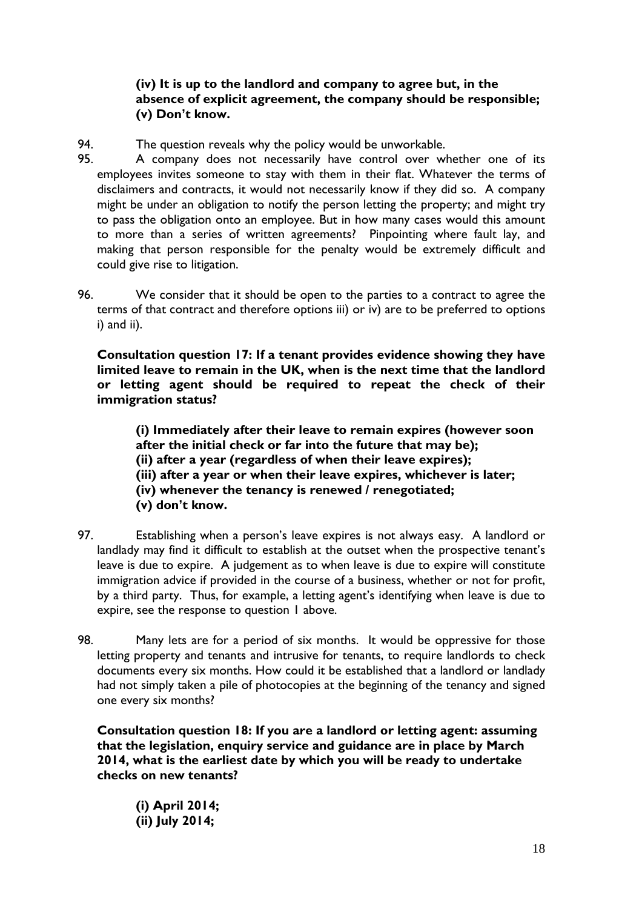**(iv) It is up to the landlord and company to agree but, in the absence of explicit agreement, the company should be responsible;**
**(v) Don't know.**

94. The question reveals why the policy would be unworkable.

95. A company does not necessarily have control over whether one of its employees invites someone to stay with them in their flat. Whatever the terms of disclaimers and contracts, it would not necessarily know if they did so. A company might be under an obligation to notify the person letting the property; and might try to pass the obligation onto an employee. But in how many cases would this amount to more than a series of written agreements? Pinpointing where fault lay, and making that person responsible for the penalty would be extremely difficult and could give rise to litigation.

96. We consider that it should be open to the parties to a contract to agree the terms of that contract and therefore options iii) or iv) are to be preferred to options i) and ii).

**Consultation question 17: If a tenant provides evidence showing they have limited leave to remain in the UK, when is the next time that the landlord or letting agent should be required to repeat the check of their immigration status?**

**(i) Immediately after their leave to remain expires (however soon after the initial check or far into the future that may be);**
**(ii) after a year (regardless of when their leave expires);**
**(iii) after a year or when their leave expires, whichever is later;**
**(iv) whenever the tenancy is renewed / renegotiated;**
**(v) don't know.**

97. Establishing when a person's leave expires is not always easy. A landlord or landlady may find it difficult to establish at the outset when the prospective tenant's leave is due to expire. A judgement as to when leave is due to expire will constitute immigration advice if provided in the course of a business, whether or not for profit, by a third party. Thus, for example, a letting agent's identifying when leave is due to expire, see the response to question 1 above.

98. Many lets are for a period of six months. It would be oppressive for those letting property and tenants and intrusive for tenants, to require landlords to check documents every six months. How could it be established that a landlord or landlady had not simply taken a pile of photocopies at the beginning of the tenancy and signed one every six months?

**Consultation question 18: If you are a landlord or letting agent: assuming that the legislation, enquiry service and guidance are in place by March 2014, what is the earliest date by which you will be ready to undertake checks on new tenants?**

**(i) April 2014;**
**(ii) July 2014;**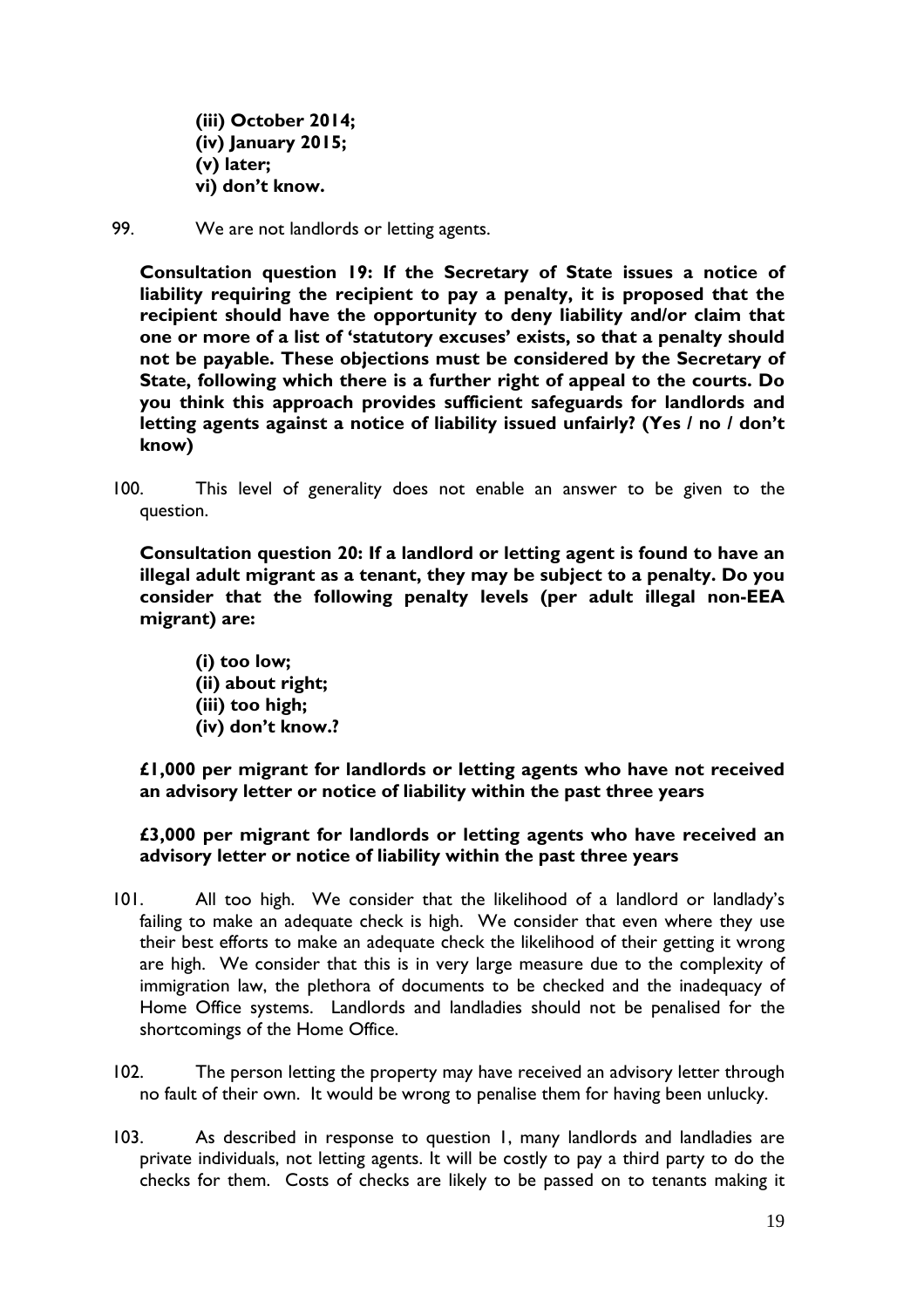**(iii) October 2014;**
**(iv) January 2015;**
**(v) later;**
**vi) don't know.**

99. We are not landlords or letting agents.

**Consultation question 19: If the Secretary of State issues a notice of liability requiring the recipient to pay a penalty, it is proposed that the recipient should have the opportunity to deny liability and/or claim that one or more of a list of 'statutory excuses' exists, so that a penalty should not be payable. These objections must be considered by the Secretary of State, following which there is a further right of appeal to the courts. Do you think this approach provides sufficient safeguards for landlords and letting agents against a notice of liability issued unfairly? (Yes / no / don't know)**

100. This level of generality does not enable an answer to be given to the question.

**Consultation question 20: If a landlord or letting agent is found to have an illegal adult migrant as a tenant, they may be subject to a penalty. Do you consider that the following penalty levels (per adult illegal non-EEA migrant) are:**

**(i) too low;**
**(ii) about right;**
**(iii) too high;**
**(iv) don't know.?**

**£1,000 per migrant for landlords or letting agents who have not received an advisory letter or notice of liability within the past three years**

**£3,000 per migrant for landlords or letting agents who have received an advisory letter or notice of liability within the past three years**

101. All too high. We consider that the likelihood of a landlord or landlady's failing to make an adequate check is high. We consider that even where they use their best efforts to make an adequate check the likelihood of their getting it wrong are high. We consider that this is in very large measure due to the complexity of immigration law, the plethora of documents to be checked and the inadequacy of Home Office systems. Landlords and landladies should not be penalised for the shortcomings of the Home Office.

102. The person letting the property may have received an advisory letter through no fault of their own. It would be wrong to penalise them for having been unlucky.

103. As described in response to question 1, many landlords and landladies are private individuals, not letting agents. It will be costly to pay a third party to do the checks for them. Costs of checks are likely to be passed on to tenants making it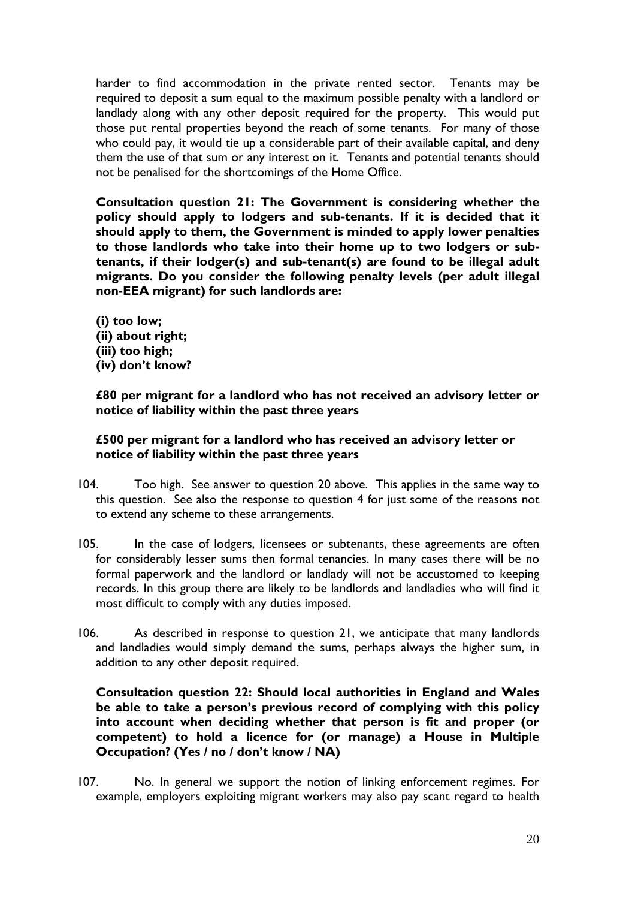harder to find accommodation in the private rented sector. Tenants may be required to deposit a sum equal to the maximum possible penalty with a landlord or landlady along with any other deposit required for the property. This would put those put rental properties beyond the reach of some tenants. For many of those who could pay, it would tie up a considerable part of their available capital, and deny them the use of that sum or any interest on it. Tenants and potential tenants should not be penalised for the shortcomings of the Home Office.

**Consultation question 21: The Government is considering whether the policy should apply to lodgers and sub-tenants. If it is decided that it should apply to them, the Government is minded to apply lower penalties to those landlords who take into their home up to two lodgers or sub-tenants, if their lodger(s) and sub-tenant(s) are found to be illegal adult migrants. Do you consider the following penalty levels (per adult illegal non-EEA migrant) for such landlords are:**

**(i) too low;**
**(ii) about right;**
**(iii) too high;**
**(iv) don't know?**

**£80 per migrant for a landlord who has not received an advisory letter or notice of liability within the past three years**

**£500 per migrant for a landlord who has received an advisory letter or notice of liability within the past three years**

104. Too high. See answer to question 20 above. This applies in the same way to this question. See also the response to question 4 for just some of the reasons not to extend any scheme to these arrangements.

105. In the case of lodgers, licensees or subtenants, these agreements are often for considerably lesser sums then formal tenancies. In many cases there will be no formal paperwork and the landlord or landlady will not be accustomed to keeping records. In this group there are likely to be landlords and landladies who will find it most difficult to comply with any duties imposed.

106. As described in response to question 21, we anticipate that many landlords and landladies would simply demand the sums, perhaps always the higher sum, in addition to any other deposit required.

**Consultation question 22: Should local authorities in England and Wales be able to take a person's previous record of complying with this policy into account when deciding whether that person is fit and proper (or competent) to hold a licence for (or manage) a House in Multiple Occupation? (Yes / no / don't know / NA)**

107. No. In general we support the notion of linking enforcement regimes. For example, employers exploiting migrant workers may also pay scant regard to health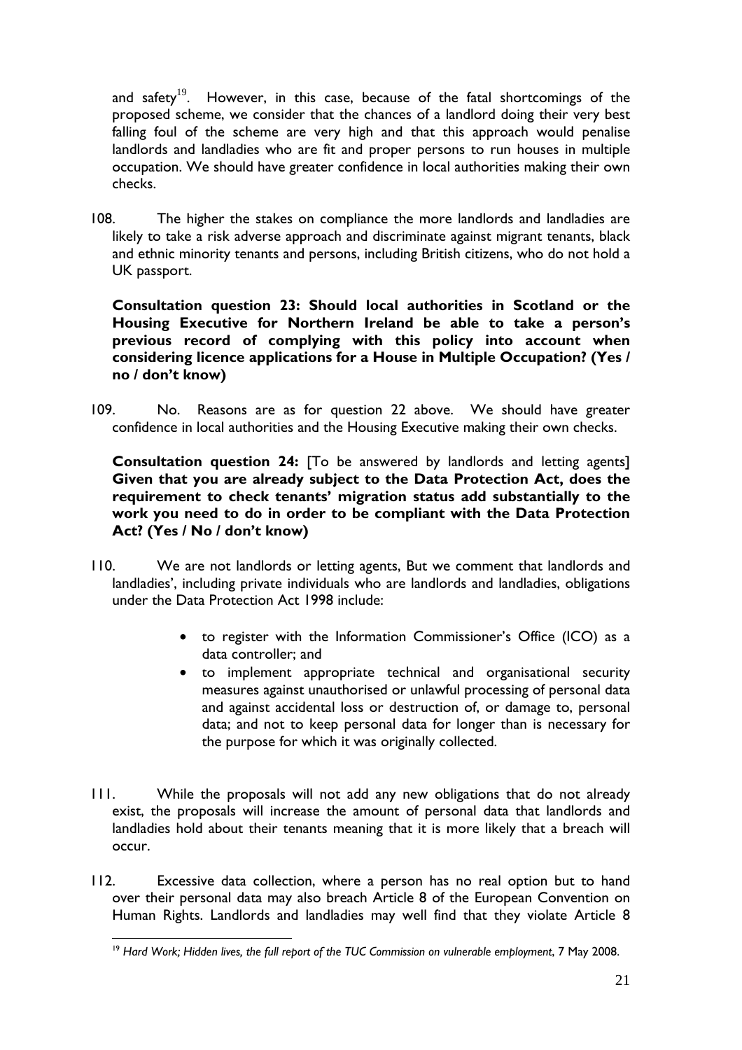and safety[19]. However, in this case, because of the fatal shortcomings of the proposed scheme, we consider that the chances of a landlord doing their very best falling foul of the scheme are very high and that this approach would penalise landlords and landladies who are fit and proper persons to run houses in multiple occupation. We should have greater confidence in local authorities making their own checks.

108. The higher the stakes on compliance the more landlords and landladies are likely to take a risk adverse approach and discriminate against migrant tenants, black and ethnic minority tenants and persons, including British citizens, who do not hold a UK passport.

**Consultation question 23: Should local authorities in Scotland or the Housing Executive for Northern Ireland be able to take a person's previous record of complying with this policy into account when considering licence applications for a House in Multiple Occupation? (Yes / no / don't know)**

109. No. Reasons are as for question 22 above. We should have greater confidence in local authorities and the Housing Executive making their own checks.

**Consultation question 24:** [To be answered by landlords and letting agents] **Given that you are already subject to the Data Protection Act, does the requirement to check tenants' migration status add substantially to the work you need to do in order to be compliant with the Data Protection Act? (Yes / No / don't know)**

110. We are not landlords or letting agents, But we comment that landlords and landladies', including private individuals who are landlords and landladies, obligations under the Data Protection Act 1998 include:

- to register with the Information Commissioner's Office (ICO) as a data controller; and
- to implement appropriate technical and organisational security measures against unauthorised or unlawful processing of personal data and against accidental loss or destruction of, or damage to, personal data; and not to keep personal data for longer than is necessary for the purpose for which it was originally collected.

111. While the proposals will not add any new obligations that do not already exist, the proposals will increase the amount of personal data that landlords and landladies hold about their tenants meaning that it is more likely that a breach will occur.

112. Excessive data collection, where a person has no real option but to hand over their personal data may also breach Article 8 of the European Convention on Human Rights. Landlords and landladies may well find that they violate Article 8

[19] *Hard Work; Hidden lives, the full report of the TUC Commission on vulnerable employment*, 7 May 2008.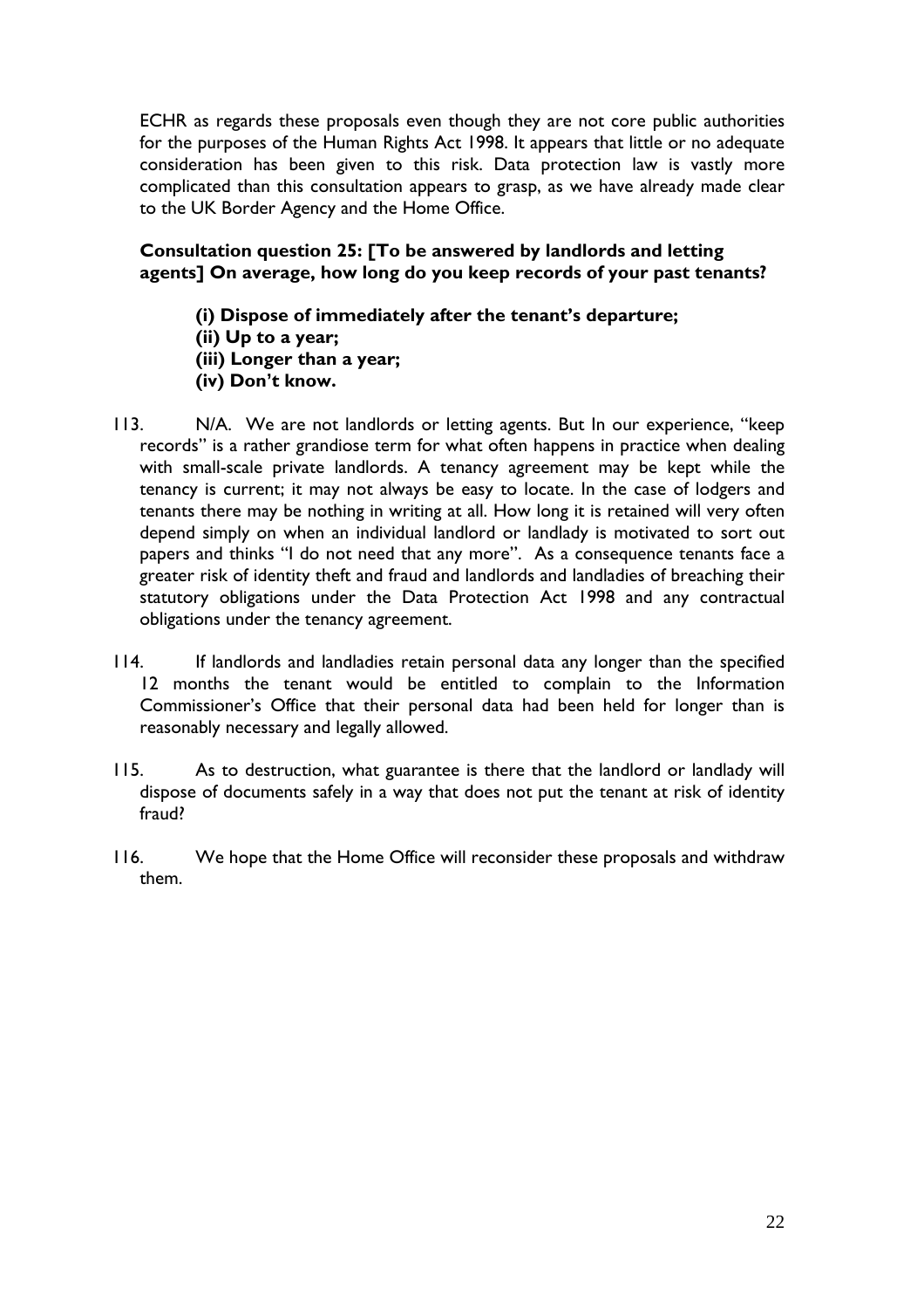ECHR as regards these proposals even though they are not core public authorities for the purposes of the Human Rights Act 1998. It appears that little or no adequate consideration has been given to this risk. Data protection law is vastly more complicated than this consultation appears to grasp, as we have already made clear to the UK Border Agency and the Home Office.

**Consultation question 25: [To be answered by landlords and letting agents] On average, how long do you keep records of your past tenants?**

> **(i) Dispose of immediately after the tenant's departure;**
> **(ii) Up to a year;**
> **(iii) Longer than a year;**
> **(iv) Don't know.**

113. N/A. We are not landlords or letting agents. But In our experience, "keep records" is a rather grandiose term for what often happens in practice when dealing with small-scale private landlords. A tenancy agreement may be kept while the tenancy is current; it may not always be easy to locate. In the case of lodgers and tenants there may be nothing in writing at all. How long it is retained will very often depend simply on when an individual landlord or landlady is motivated to sort out papers and thinks "I do not need that any more". As a consequence tenants face a greater risk of identity theft and fraud and landlords and landladies of breaching their statutory obligations under the Data Protection Act 1998 and any contractual obligations under the tenancy agreement.

114. If landlords and landladies retain personal data any longer than the specified 12 months the tenant would be entitled to complain to the Information Commissioner's Office that their personal data had been held for longer than is reasonably necessary and legally allowed.

115. As to destruction, what guarantee is there that the landlord or landlady will dispose of documents safely in a way that does not put the tenant at risk of identity fraud?

116. We hope that the Home Office will reconsider these proposals and withdraw them.